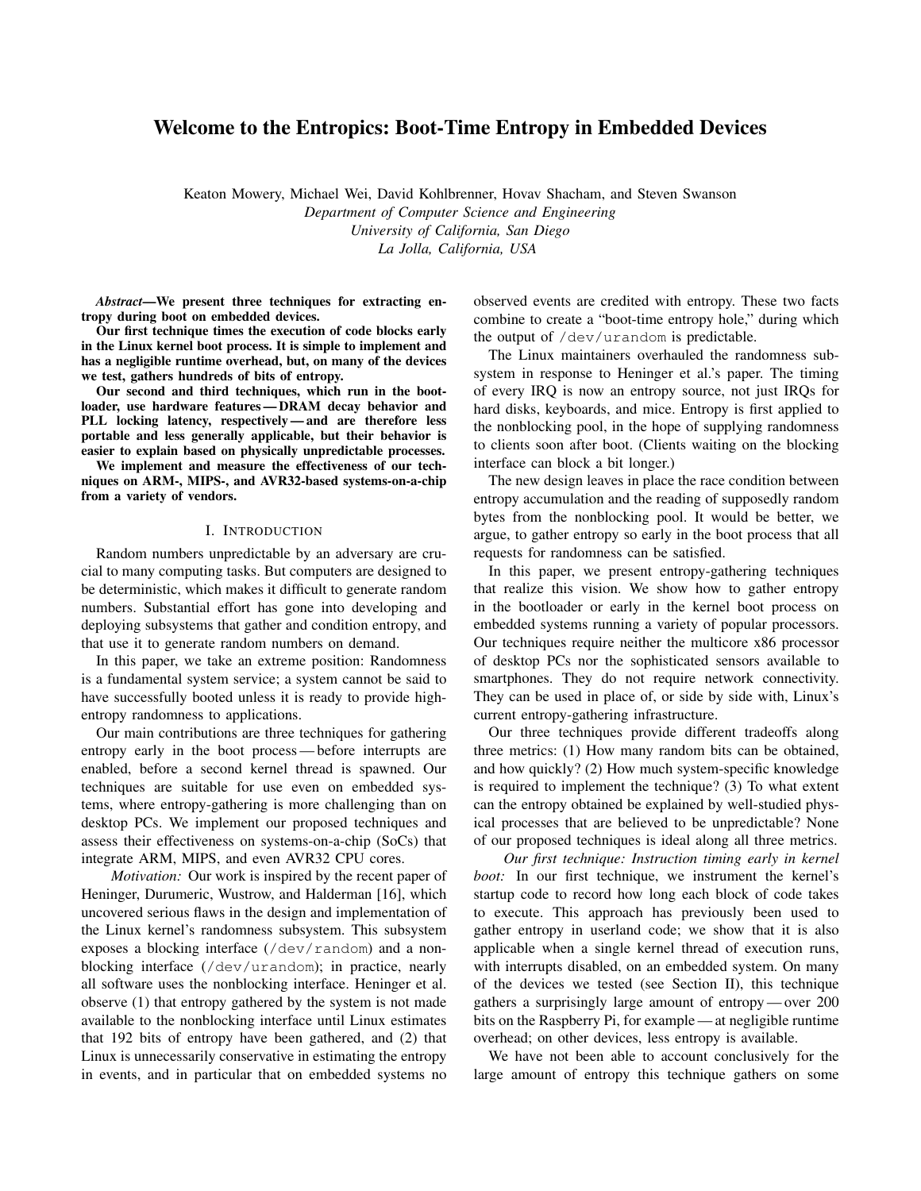# Welcome to the Entropics: Boot-Time Entropy in Embedded Devices

Keaton Mowery, Michael Wei, David Kohlbrenner, Hovav Shacham, and Steven Swanson
*Department of Computer Science and Engineering*
*University of California, San Diego*
*La Jolla, California, USA*

***Abstract*—We present three techniques for extracting entropy during boot on embedded devices.**

**Our first technique times the execution of code blocks early in the Linux kernel boot process. It is simple to implement and has a negligible runtime overhead, but, on many of the devices we test, gathers hundreds of bits of entropy.**

**Our second and third techniques, which run in the bootloader, use hardware features — DRAM decay behavior and PLL locking latency, respectively — and are therefore less portable and less generally applicable, but their behavior is easier to explain based on physically unpredictable processes.**

**We implement and measure the effectiveness of our techniques on ARM-, MIPS-, and AVR32-based systems-on-a-chip from a variety of vendors.**

## I. Introduction

Random numbers unpredictable by an adversary are crucial to many computing tasks. But computers are designed to be deterministic, which makes it difficult to generate random numbers. Substantial effort has gone into developing and deploying subsystems that gather and condition entropy, and that use it to generate random numbers on demand.

In this paper, we take an extreme position: Randomness is a fundamental system service; a system cannot be said to have successfully booted unless it is ready to provide high-entropy randomness to applications.

Our main contributions are three techniques for gathering entropy early in the boot process — before interrupts are enabled, before a second kernel thread is spawned. Our techniques are suitable for use even on embedded systems, where entropy-gathering is more challenging than on desktop PCs. We implement our proposed techniques and assess their effectiveness on systems-on-a-chip (SoCs) that integrate ARM, MIPS, and even AVR32 CPU cores.

*Motivation:* Our work is inspired by the recent paper of Heninger, Durumeric, Wustrow, and Halderman [16], which uncovered serious flaws in the design and implementation of the Linux kernel's randomness subsystem. This subsystem exposes a blocking interface (`/dev/random`) and a nonblocking interface (`/dev/urandom`); in practice, nearly all software uses the nonblocking interface. Heninger et al. observe (1) that entropy gathered by the system is not made available to the nonblocking interface until Linux estimates that 192 bits of entropy have been gathered, and (2) that Linux is unnecessarily conservative in estimating the entropy in events, and in particular that on embedded systems no observed events are credited with entropy. These two facts combine to create a "boot-time entropy hole," during which the output of `/dev/urandom` is predictable.

The Linux maintainers overhauled the randomness subsystem in response to Heninger et al.'s paper. The timing of every IRQ is now an entropy source, not just IRQs for hard disks, keyboards, and mice. Entropy is first applied to the nonblocking pool, in the hope of supplying randomness to clients soon after boot. (Clients waiting on the blocking interface can block a bit longer.)

The new design leaves in place the race condition between entropy accumulation and the reading of supposedly random bytes from the nonblocking pool. It would be better, we argue, to gather entropy so early in the boot process that all requests for randomness can be satisfied.

In this paper, we present entropy-gathering techniques that realize this vision. We show how to gather entropy in the bootloader or early in the kernel boot process on embedded systems running a variety of popular processors. Our techniques require neither the multicore x86 processor of desktop PCs nor the sophisticated sensors available to smartphones. They do not require network connectivity. They can be used in place of, or side by side with, Linux's current entropy-gathering infrastructure.

Our three techniques provide different tradeoffs along three metrics: (1) How many random bits can be obtained, and how quickly? (2) How much system-specific knowledge is required to implement the technique? (3) To what extent can the entropy obtained be explained by well-studied physical processes that are believed to be unpredictable? None of our proposed techniques is ideal along all three metrics.

*Our first technique: Instruction timing early in kernel boot:* In our first technique, we instrument the kernel's startup code to record how long each block of code takes to execute. This approach has previously been used to gather entropy in userland code; we show that it is also applicable when a single kernel thread of execution runs, with interrupts disabled, on an embedded system. On many of the devices we tested (see Section II), this technique gathers a surprisingly large amount of entropy — over 200 bits on the Raspberry Pi, for example — at negligible runtime overhead; on other devices, less entropy is available.

We have not been able to account conclusively for the large amount of entropy this technique gathers on some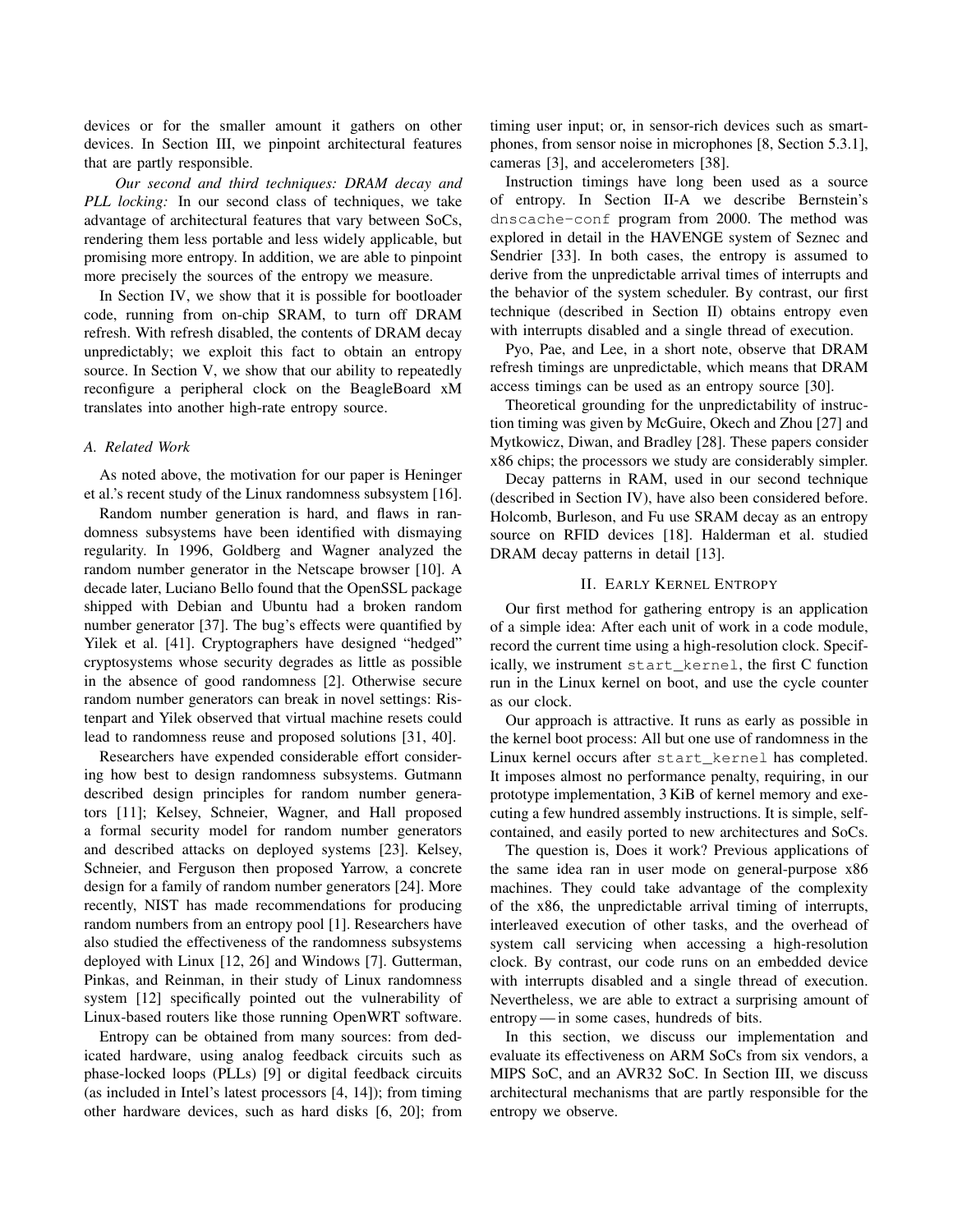devices or for the smaller amount it gathers on other devices. In Section III, we pinpoint architectural features that are partly responsible.

*Our second and third techniques: DRAM decay and PLL locking:* In our second class of techniques, we take advantage of architectural features that vary between SoCs, rendering them less portable and less widely applicable, but promising more entropy. In addition, we are able to pinpoint more precisely the sources of the entropy we measure.

In Section IV, we show that it is possible for bootloader code, running from on-chip SRAM, to turn off DRAM refresh. With refresh disabled, the contents of DRAM decay unpredictably; we exploit this fact to obtain an entropy source. In Section V, we show that our ability to repeatedly reconfigure a peripheral clock on the BeagleBoard xM translates into another high-rate entropy source.

### A. Related Work

As noted above, the motivation for our paper is Heninger et al.'s recent study of the Linux randomness subsystem [16].

Random number generation is hard, and flaws in randomness subsystems have been identified with dismaying regularity. In 1996, Goldberg and Wagner analyzed the random number generator in the Netscape browser [10]. A decade later, Luciano Bello found that the OpenSSL package shipped with Debian and Ubuntu had a broken random number generator [37]. The bug's effects were quantified by Yilek et al. [41]. Cryptographers have designed "hedged" cryptosystems whose security degrades as little as possible in the absence of good randomness [2]. Otherwise secure random number generators can break in novel settings: Ristenpart and Yilek observed that virtual machine resets could lead to randomness reuse and proposed solutions [31, 40].

Researchers have expended considerable effort considering how best to design randomness subsystems. Gutmann described design principles for random number generators [11]; Kelsey, Schneier, Wagner, and Hall proposed a formal security model for random number generators and described attacks on deployed systems [23]. Kelsey, Schneier, and Ferguson then proposed Yarrow, a concrete design for a family of random number generators [24]. More recently, NIST has made recommendations for producing random numbers from an entropy pool [1]. Researchers have also studied the effectiveness of the randomness subsystems deployed with Linux [12, 26] and Windows [7]. Gutterman, Pinkas, and Reinman, in their study of Linux randomness system [12] specifically pointed out the vulnerability of Linux-based routers like those running OpenWRT software.

Entropy can be obtained from many sources: from dedicated hardware, using analog feedback circuits such as phase-locked loops (PLLs) [9] or digital feedback circuits (as included in Intel's latest processors [4, 14]); from timing other hardware devices, such as hard disks [6, 20]; from timing user input; or, in sensor-rich devices such as smartphones, from sensor noise in microphones [8, Section 5.3.1], cameras [3], and accelerometers [38].

Instruction timings have long been used as a source of entropy. In Section II-A we describe Bernstein's `dnscache-conf` program from 2000. The method was explored in detail in the HAVENGE system of Seznec and Sendrier [33]. In both cases, the entropy is assumed to derive from the unpredictable arrival times of interrupts and the behavior of the system scheduler. By contrast, our first technique (described in Section II) obtains entropy even with interrupts disabled and a single thread of execution.

Pyo, Pae, and Lee, in a short note, observe that DRAM refresh timings are unpredictable, which means that DRAM access timings can be used as an entropy source [30].

Theoretical grounding for the unpredictability of instruction timing was given by McGuire, Okech and Zhou [27] and Mytkowicz, Diwan, and Bradley [28]. These papers consider x86 chips; the processors we study are considerably simpler.

Decay patterns in RAM, used in our second technique (described in Section IV), have also been considered before. Holcomb, Burleson, and Fu use SRAM decay as an entropy source on RFID devices [18]. Halderman et al. studied DRAM decay patterns in detail [13].

## II. Early Kernel Entropy

Our first method for gathering entropy is an application of a simple idea: After each unit of work in a code module, record the current time using a high-resolution clock. Specifically, we instrument `start_kernel`, the first C function run in the Linux kernel on boot, and use the cycle counter as our clock.

Our approach is attractive. It runs as early as possible in the kernel boot process: All but one use of randomness in the Linux kernel occurs after `start_kernel` has completed. It imposes almost no performance penalty, requiring, in our prototype implementation, 3 KiB of kernel memory and executing a few hundred assembly instructions. It is simple, self-contained, and easily ported to new architectures and SoCs.

The question is, Does it work? Previous applications of the same idea ran in user mode on general-purpose x86 machines. They could take advantage of the complexity of the x86, the unpredictable arrival timing of interrupts, interleaved execution of other tasks, and the overhead of system call servicing when accessing a high-resolution clock. By contrast, our code runs on an embedded device with interrupts disabled and a single thread of execution. Nevertheless, we are able to extract a surprising amount of entropy — in some cases, hundreds of bits.

In this section, we discuss our implementation and evaluate its effectiveness on ARM SoCs from six vendors, a MIPS SoC, and an AVR32 SoC. In Section III, we discuss architectural mechanisms that are partly responsible for the entropy we observe.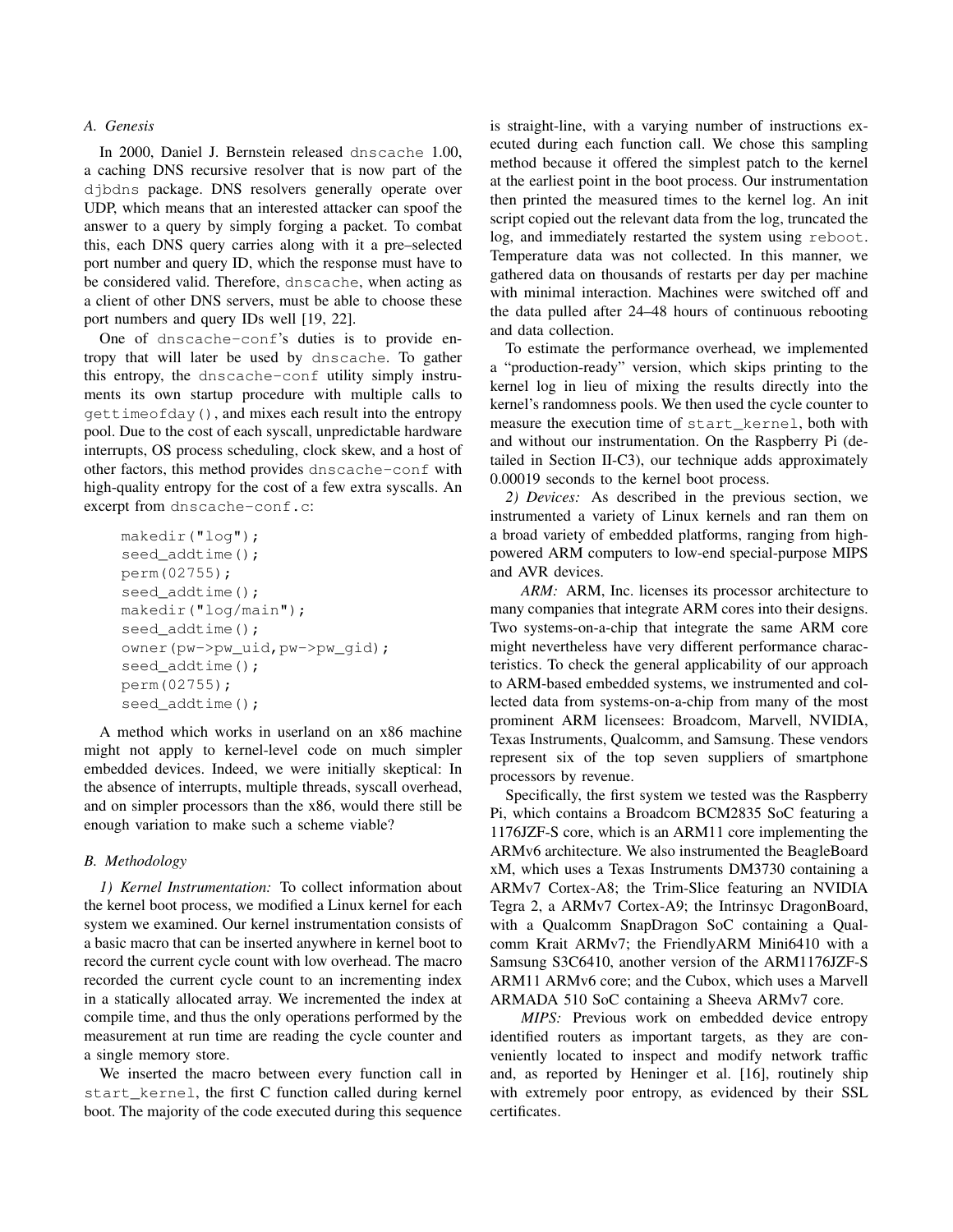### A. Genesis

In 2000, Daniel J. Bernstein released `dnscache` 1.00, a caching DNS recursive resolver that is now part of the `djbdns` package. DNS resolvers generally operate over UDP, which means that an interested attacker can spoof the answer to a query by simply forging a packet. To combat this, each DNS query carries along with it a pre–selected port number and query ID, which the response must have to be considered valid. Therefore, `dnscache`, when acting as a client of other DNS servers, must be able to choose these port numbers and query IDs well [19, 22].

One of `dnscache-conf`'s duties is to provide entropy that will later be used by `dnscache`. To gather this entropy, the `dnscache-conf` utility simply instruments its own startup procedure with multiple calls to `gettimeofday()`, and mixes each result into the entropy pool. Due to the cost of each syscall, unpredictable hardware interrupts, OS process scheduling, clock skew, and a host of other factors, this method provides `dnscache-conf` with high-quality entropy for the cost of a few extra syscalls. An excerpt from `dnscache-conf.c`:

```
makedir("log");
seed_addtime();
perm(02755);
seed_addtime();
makedir("log/main");
seed_addtime();
owner(pw->pw_uid,pw->pw_gid);
seed_addtime();
perm(02755);
seed_addtime();
```

A method which works in userland on an x86 machine might not apply to kernel-level code on much simpler embedded devices. Indeed, we were initially skeptical: In the absence of interrupts, multiple threads, syscall overhead, and on simpler processors than the x86, would there still be enough variation to make such a scheme viable?

### B. Methodology

*1) Kernel Instrumentation:* To collect information about the kernel boot process, we modified a Linux kernel for each system we examined. Our kernel instrumentation consists of a basic macro that can be inserted anywhere in kernel boot to record the current cycle count with low overhead. The macro recorded the current cycle count to an incrementing index in a statically allocated array. We incremented the index at compile time, and thus the only operations performed by the measurement at run time are reading the cycle counter and a single memory store.

We inserted the macro between every function call in `start_kernel`, the first C function called during kernel boot. The majority of the code executed during this sequence is straight-line, with a varying number of instructions executed during each function call. We chose this sampling method because it offered the simplest patch to the kernel at the earliest point in the boot process. Our instrumentation then printed the measured times to the kernel log. An init script copied out the relevant data from the log, truncated the log, and immediately restarted the system using `reboot`. Temperature data was not collected. In this manner, we gathered data on thousands of restarts per day per machine with minimal interaction. Machines were switched off and the data pulled after 24–48 hours of continuous rebooting and data collection.

To estimate the performance overhead, we implemented a "production-ready" version, which skips printing to the kernel log in lieu of mixing the results directly into the kernel's randomness pools. We then used the cycle counter to measure the execution time of `start_kernel`, both with and without our instrumentation. On the Raspberry Pi (detailed in Section II-C3), our technique adds approximately 0.00019 seconds to the kernel boot process.

*2) Devices:* As described in the previous section, we instrumented a variety of Linux kernels and ran them on a broad variety of embedded platforms, ranging from high-powered ARM computers to low-end special-purpose MIPS and AVR devices.

*ARM:* ARM, Inc. licenses its processor architecture to many companies that integrate ARM cores into their designs. Two systems-on-a-chip that integrate the same ARM core might nevertheless have very different performance characteristics. To check the general applicability of our approach to ARM-based embedded systems, we instrumented and collected data from systems-on-a-chip from many of the most prominent ARM licensees: Broadcom, Marvell, NVIDIA, Texas Instruments, Qualcomm, and Samsung. These vendors represent six of the top seven suppliers of smartphone processors by revenue.

Specifically, the first system we tested was the Raspberry Pi, which contains a Broadcom BCM2835 SoC featuring a 1176JZF-S core, which is an ARM11 core implementing the ARMv6 architecture. We also instrumented the BeagleBoard xM, which uses a Texas Instruments DM3730 containing a ARMv7 Cortex-A8; the Trim-Slice featuring an NVIDIA Tegra 2, a ARMv7 Cortex-A9; the Intrinsyc DragonBoard, with a Qualcomm SnapDragon SoC containing a Qualcomm Krait ARMv7; the FriendlyARM Mini6410 with a Samsung S3C6410, another version of the ARM1176JZF-S ARM11 ARMv6 core; and the Cubox, which uses a Marvell ARMADA 510 SoC containing a Sheeva ARMv7 core.

*MIPS:* Previous work on embedded device entropy identified routers as important targets, as they are conveniently located to inspect and modify network traffic and, as reported by Heninger et al. [16], routinely ship with extremely poor entropy, as evidenced by their SSL certificates.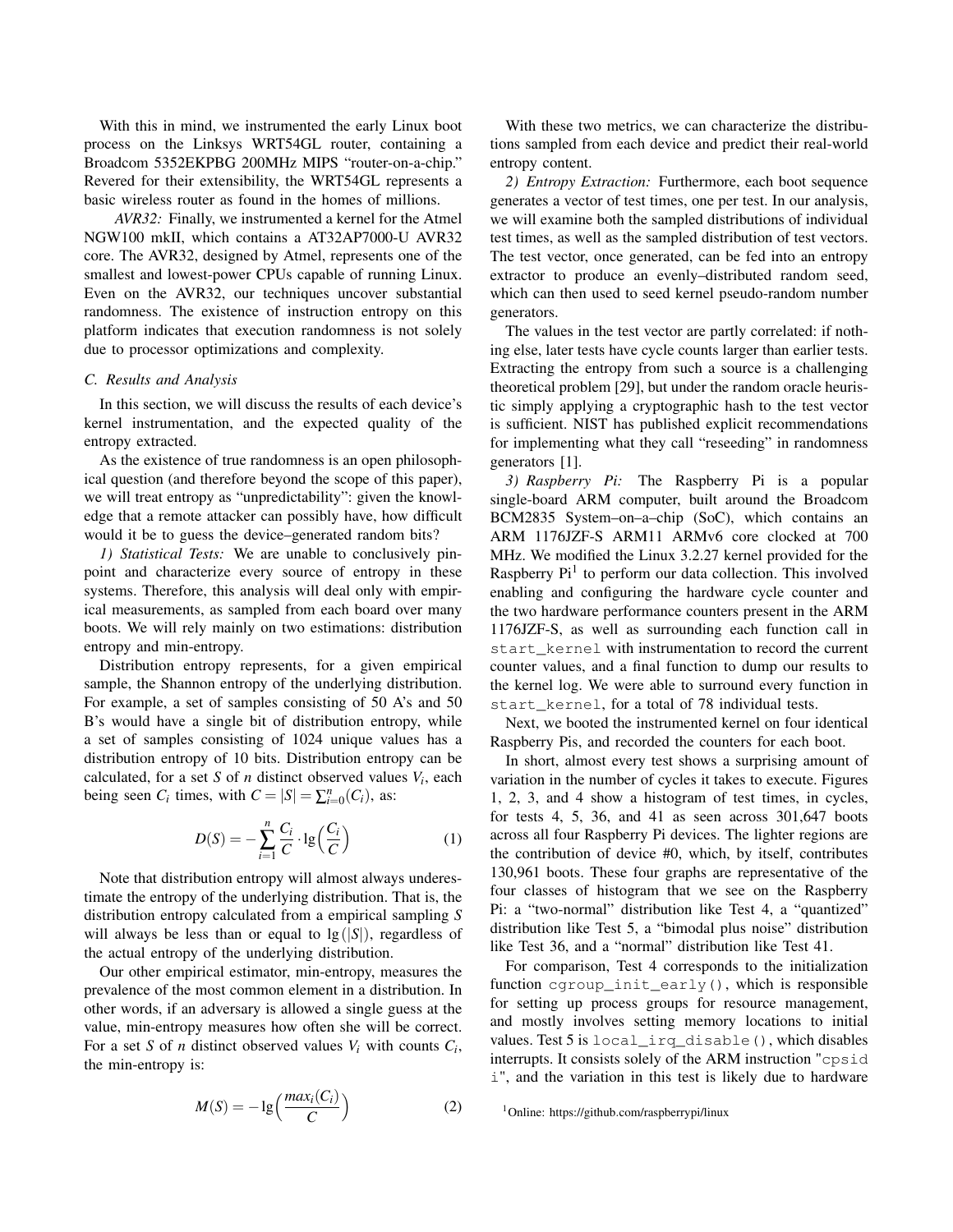With this in mind, we instrumented the early Linux boot process on the Linksys WRT54GL router, containing a Broadcom 5352EKPBG 200MHz MIPS "router-on-a-chip." Revered for their extensibility, the WRT54GL represents a basic wireless router as found in the homes of millions.

*AVR32:* Finally, we instrumented a kernel for the Atmel NGW100 mkII, which contains a AT32AP7000-U AVR32 core. The AVR32, designed by Atmel, represents one of the smallest and lowest-power CPUs capable of running Linux. Even on the AVR32, our techniques uncover substantial randomness. The existence of instruction entropy on this platform indicates that execution randomness is not solely due to processor optimizations and complexity.

### C. Results and Analysis

In this section, we will discuss the results of each device's kernel instrumentation, and the expected quality of the entropy extracted.

As the existence of true randomness is an open philosophical question (and therefore beyond the scope of this paper), we will treat entropy as "unpredictability": given the knowledge that a remote attacker can possibly have, how difficult would it be to guess the device–generated random bits?

*1) Statistical Tests:* We are unable to conclusively pinpoint and characterize every source of entropy in these systems. Therefore, this analysis will deal only with empirical measurements, as sampled from each board over many boots. We will rely mainly on two estimations: distribution entropy and min-entropy.

Distribution entropy represents, for a given empirical sample, the Shannon entropy of the underlying distribution. For example, a set of samples consisting of 50 A's and 50 B's would have a single bit of distribution entropy, while a set of samples consisting of 1024 unique values has a distribution entropy of 10 bits. Distribution entropy can be calculated, for a set $S$ of $n$ distinct observed values $V_i$, each being seen $C_i$ times, with $C = |S| = \sum_{i=0}^{n}(C_i)$, as:

$$D(S) = -\sum_{i=1}^{n} \frac{C_i}{C} \cdot \lg\Big(\frac{C_i}{C}\Big) \tag{1}$$

Note that distribution entropy will almost always underestimate the entropy of the underlying distribution. That is, the distribution entropy calculated from a empirical sampling $S$ will always be less than or equal to $\lg(|S|)$, regardless of the actual entropy of the underlying distribution.

Our other empirical estimator, min-entropy, measures the prevalence of the most common element in a distribution. In other words, if an adversary is allowed a single guess at the value, min-entropy measures how often she will be correct. For a set $S$ of $n$ distinct observed values $V_i$ with counts $C_i$, the min-entropy is:

$$M(S) = -\lg\Big(\frac{max_i(C_i)}{C}\Big) \tag{2}$$

With these two metrics, we can characterize the distributions sampled from each device and predict their real-world entropy content.

*2) Entropy Extraction:* Furthermore, each boot sequence generates a vector of test times, one per test. In our analysis, we will examine both the sampled distributions of individual test times, as well as the sampled distribution of test vectors. The test vector, once generated, can be fed into an entropy extractor to produce an evenly–distributed random seed, which can then used to seed kernel pseudo-random number generators.

The values in the test vector are partly correlated: if nothing else, later tests have cycle counts larger than earlier tests. Extracting the entropy from such a source is a challenging theoretical problem [29], but under the random oracle heuristic simply applying a cryptographic hash to the test vector is sufficient. NIST has published explicit recommendations for implementing what they call "reseeding" in randomness generators [1].

*3) Raspberry Pi:* The Raspberry Pi is a popular single-board ARM computer, built around the Broadcom BCM2835 System–on–a–chip (SoC), which contains an ARM 1176JZF-S ARM11 ARMv6 core clocked at 700 MHz. We modified the Linux 3.2.27 kernel provided for the Raspberry Pi[1] to perform our data collection. This involved enabling and configuring the hardware cycle counter and the two hardware performance counters present in the ARM 1176JZF-S, as well as surrounding each function call in `start_kernel` with instrumentation to record the current counter values, and a final function to dump our results to the kernel log. We were able to surround every function in `start_kernel`, for a total of 78 individual tests.

Next, we booted the instrumented kernel on four identical Raspberry Pis, and recorded the counters for each boot.

In short, almost every test shows a surprising amount of variation in the number of cycles it takes to execute. Figures 1, 2, 3, and 4 show a histogram of test times, in cycles, for tests 4, 5, 36, and 41 as seen across 301,647 boots across all four Raspberry Pi devices. The lighter regions are the contribution of device #0, which, by itself, contributes 130,961 boots. These four graphs are representative of the four classes of histogram that we see on the Raspberry Pi: a "two-normal" distribution like Test 4, a "quantized" distribution like Test 5, a "bimodal plus noise" distribution like Test 36, and a "normal" distribution like Test 41.

For comparison, Test 4 corresponds to the initialization function `cgroup_init_early()`, which is responsible for setting up process groups for resource management, and mostly involves setting memory locations to initial values. Test 5 is `local_irq_disable()`, which disables interrupts. It consists solely of the ARM instruction "`cpsid i`", and the variation in this test is likely due to hardware

[1] Online: https://github.com/raspberrypi/linux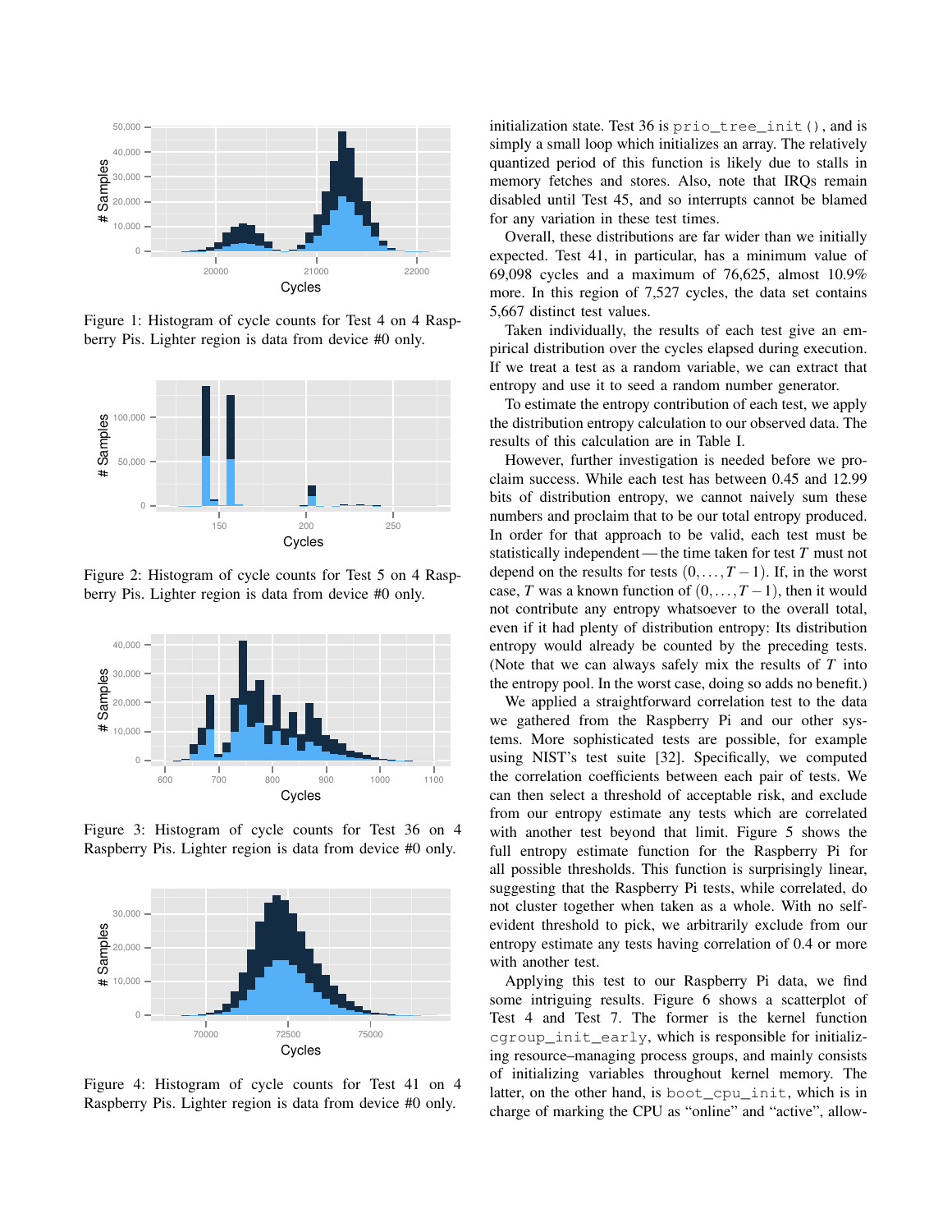Figure 1: Histogram of cycle counts for Test 4 on 4 Raspberry Pis. Lighter region is data from device #0 only.

Figure 2: Histogram of cycle counts for Test 5 on 4 Raspberry Pis. Lighter region is data from device #0 only.

Figure 3: Histogram of cycle counts for Test 36 on 4 Raspberry Pis. Lighter region is data from device #0 only.

Figure 4: Histogram of cycle counts for Test 41 on 4 Raspberry Pis. Lighter region is data from device #0 only.

initialization state. Test 36 is `prio_tree_init()`, and is simply a small loop which initializes an array. The relatively quantized period of this function is likely due to stalls in memory fetches and stores. Also, note that IRQs remain disabled until Test 45, and so interrupts cannot be blamed for any variation in these test times.

Overall, these distributions are far wider than we initially expected. Test 41, in particular, has a minimum value of 69,098 cycles and a maximum of 76,625, almost 10.9% more. In this region of 7,527 cycles, the data set contains 5,667 distinct test values.

Taken individually, the results of each test give an empirical distribution over the cycles elapsed during execution. If we treat a test as a random variable, we can extract that entropy and use it to seed a random number generator.

To estimate the entropy contribution of each test, we apply the distribution entropy calculation to our observed data. The results of this calculation are in Table I.

However, further investigation is needed before we proclaim success. While each test has between 0.45 and 12.99 bits of distribution entropy, we cannot naively sum these numbers and proclaim that to be our total entropy produced. In order for that approach to be valid, each test must be statistically independent — the time taken for test $T$ must not depend on the results for tests $(0,\ldots,T-1)$. If, in the worst case, $T$ was a known function of $(0,\ldots,T-1)$, then it would not contribute any entropy whatsoever to the overall total, even if it had plenty of distribution entropy: Its distribution entropy would already be counted by the preceding tests. (Note that we can always safely mix the results of $T$ into the entropy pool. In the worst case, doing so adds no benefit.)

We applied a straightforward correlation test to the data we gathered from the Raspberry Pi and our other systems. More sophisticated tests are possible, for example using NIST's test suite [32]. Specifically, we computed the correlation coefficients between each pair of tests. We can then select a threshold of acceptable risk, and exclude from our entropy estimate any tests which are correlated with another test beyond that limit. Figure 5 shows the full entropy estimate function for the Raspberry Pi for all possible thresholds. This function is surprisingly linear, suggesting that the Raspberry Pi tests, while correlated, do not cluster together when taken as a whole. With no self-evident threshold to pick, we arbitrarily exclude from our entropy estimate any tests having correlation of 0.4 or more with another test.

Applying this test to our Raspberry Pi data, we find some intriguing results. Figure 6 shows a scatterplot of Test 4 and Test 7. The former is the kernel function `cgroup_init_early`, which is responsible for initializing resource–managing process groups, and mainly consists of initializing variables throughout kernel memory. The latter, on the other hand, is `boot_cpu_init`, which is in charge of marking the CPU as "online" and "active", allow-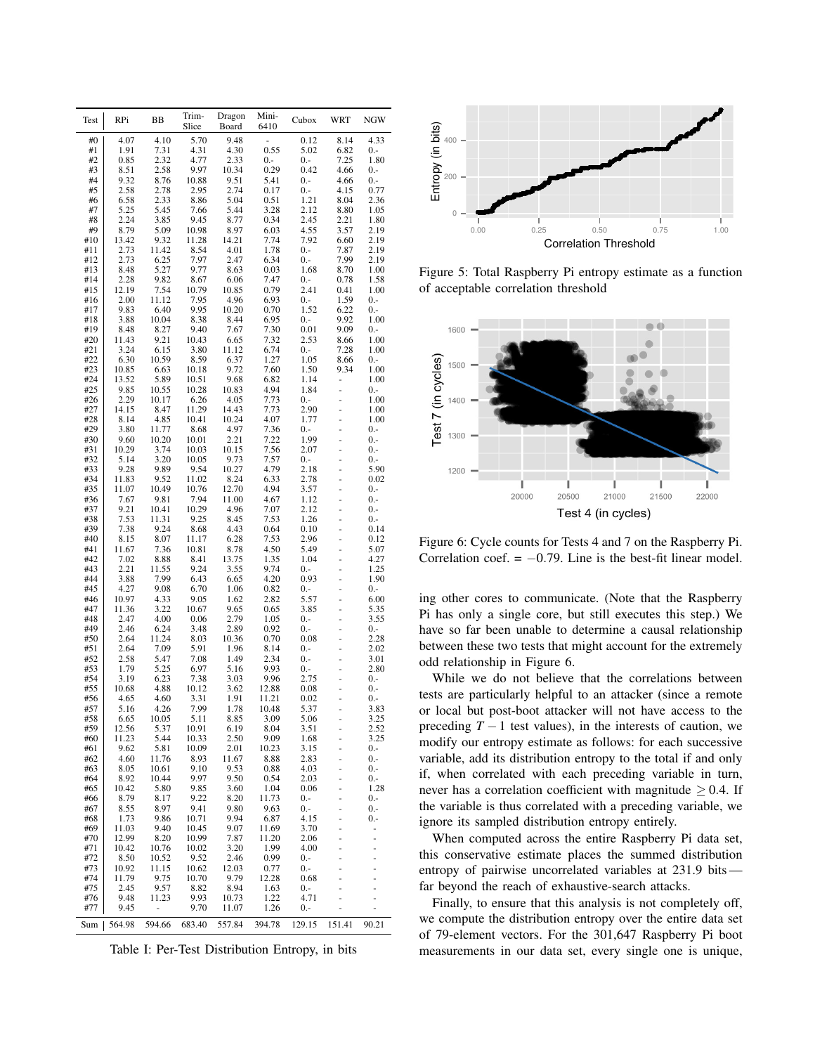| Test | RPi | BB | Trim-Slice | Dragon Board | Mini-6410 | Cubox | WRT | NGW |
|---|---|---|---|---|---|---|---|---|
| #0 | 4.07 | 4.10 | 5.70 | 9.48 | - | 0.12 | 8.14 | 4.33 |
| #1 | 1.91 | 7.31 | 4.31 | 4.30 | 0.55 | 5.02 | 6.82 | 0.- |
| #2 | 0.85 | 2.32 | 4.77 | 2.33 | 0.- | 0.- | 7.25 | 1.80 |
| #3 | 8.51 | 2.58 | 9.97 | 10.34 | 0.29 | 0.42 | 4.66 | 0.- |
| #4 | 9.32 | 8.76 | 10.88 | 9.51 | 5.41 | 0.- | 4.66 | 0.- |
| #5 | 2.58 | 2.78 | 2.95 | 2.74 | 0.17 | 0.- | 4.15 | 0.77 |
| #6 | 6.58 | 2.33 | 8.86 | 5.04 | 0.51 | 1.21 | 8.04 | 2.36 |
| #7 | 5.25 | 5.45 | 7.66 | 5.44 | 3.28 | 2.12 | 8.80 | 1.05 |
| #8 | 2.24 | 3.85 | 9.45 | 8.77 | 0.34 | 2.45 | 2.21 | 1.80 |
| #9 | 8.79 | 5.09 | 10.98 | 8.97 | 6.03 | 4.55 | 3.57 | 2.19 |
| #10 | 13.42 | 9.32 | 11.28 | 14.21 | 7.74 | 7.92 | 6.60 | 2.19 |
| #11 | 2.73 | 11.42 | 8.54 | 4.01 | 1.78 | 0.- | 7.87 | 2.19 |
| #12 | 2.73 | 6.25 | 7.97 | 2.47 | 6.34 | 0.- | 7.99 | 2.19 |
| #13 | 8.48 | 5.27 | 9.77 | 8.63 | 0.03 | 1.68 | 8.70 | 1.00 |
| #14 | 2.28 | 9.82 | 8.67 | 6.06 | 7.47 | 0.- | 0.78 | 1.58 |
| #15 | 12.19 | 7.54 | 10.79 | 10.85 | 0.79 | 2.41 | 0.41 | 1.00 |
| #16 | 2.00 | 11.12 | 7.95 | 4.96 | 6.93 | 0.- | 1.59 | 0.- |
| #17 | 9.83 | 6.40 | 9.95 | 10.20 | 0.70 | 1.52 | 6.22 | 0.- |
| #18 | 3.88 | 10.04 | 8.38 | 8.44 | 6.95 | 0.- | 9.92 | 1.00 |
| #19 | 8.48 | 8.27 | 9.40 | 7.67 | 7.30 | 0.01 | 9.09 | 0.- |
| #20 | 11.43 | 9.21 | 10.43 | 6.65 | 7.32 | 2.53 | 8.66 | 1.00 |
| #21 | 3.24 | 6.15 | 3.80 | 11.12 | 6.74 | 0.- | 7.28 | 1.00 |
| #22 | 6.30 | 10.59 | 8.59 | 6.37 | 1.27 | 1.05 | 8.66 | 0.- |
| #23 | 10.85 | 6.63 | 10.18 | 9.72 | 7.60 | 1.50 | 9.34 | 1.00 |
| #24 | 13.52 | 5.89 | 10.51 | 9.68 | 6.82 | 1.14 | - | 1.00 |
| #25 | 9.85 | 10.55 | 10.28 | 10.83 | 4.94 | 1.84 | - | 0.- |
| #26 | 2.29 | 10.17 | 6.26 | 4.05 | 7.73 | 0.- | - | 1.00 |
| #27 | 14.15 | 8.47 | 11.29 | 14.43 | 7.73 | 2.90 | - | 1.00 |
| #28 | 8.14 | 4.85 | 10.41 | 10.24 | 4.07 | 1.77 | - | 1.00 |
| #29 | 3.80 | 11.77 | 8.68 | 4.97 | 7.36 | 0.- | - | 0.- |
| #30 | 9.60 | 10.20 | 10.01 | 2.21 | 7.22 | 1.99 | - | 0.- |
| #31 | 10.29 | 3.74 | 10.03 | 10.15 | 7.56 | 2.07 | - | 0.- |
| #32 | 5.14 | 3.20 | 10.05 | 9.73 | 7.57 | 0.- | - | 0.- |
| #33 | 9.28 | 9.89 | 9.54 | 10.27 | 4.79 | 2.18 | - | 5.90 |
| #34 | 11.83 | 9.52 | 11.02 | 8.24 | 6.33 | 2.78 | - | 0.02 |
| #35 | 11.07 | 10.49 | 10.76 | 12.70 | 4.94 | 3.57 | - | 0.- |
| #36 | 7.67 | 9.81 | 7.94 | 11.00 | 4.67 | 1.12 | - | 0.- |
| #37 | 9.21 | 10.41 | 10.29 | 4.96 | 7.07 | 2.12 | - | 0.- |
| #38 | 7.53 | 11.31 | 9.25 | 8.45 | 7.53 | 1.26 | - | 0.- |
| #39 | 7.38 | 9.24 | 8.68 | 4.43 | 0.64 | 0.10 | - | 0.14 |
| #40 | 8.15 | 8.07 | 11.17 | 6.28 | 7.53 | 2.96 | - | 0.12 |
| #41 | 11.67 | 7.36 | 10.81 | 8.78 | 4.50 | 5.49 | - | 5.07 |
| #42 | 7.02 | 8.88 | 8.41 | 13.75 | 1.35 | 1.04 | - | 4.27 |
| #43 | 2.21 | 11.55 | 9.24 | 3.55 | 9.74 | 0.- | - | 1.25 |
| #44 | 3.88 | 7.99 | 6.43 | 6.65 | 4.20 | 0.93 | - | 1.90 |
| #45 | 4.27 | 9.08 | 6.70 | 1.06 | 0.82 | 0.- | - | 0.- |
| #46 | 10.97 | 4.33 | 9.05 | 1.62 | 2.82 | 5.57 | - | 6.00 |
| #47 | 11.36 | 3.22 | 10.67 | 9.65 | 0.65 | 3.85 | - | 5.35 |
| #48 | 2.47 | 4.00 | 0.06 | 2.79 | 1.05 | 0.- | - | 3.55 |
| #49 | 2.46 | 6.24 | 3.48 | 2.89 | 0.92 | 0.- | - | 0.- |
| #50 | 2.64 | 11.24 | 8.03 | 10.36 | 0.70 | 0.08 | - | 2.28 |
| #51 | 2.64 | 7.09 | 5.91 | 1.96 | 8.14 | 0.- | - | 2.02 |
| #52 | 2.58 | 5.47 | 7.08 | 1.49 | 2.34 | 0.- | - | 3.01 |
| #53 | 1.79 | 5.25 | 6.97 | 5.16 | 9.93 | 0.- | - | 2.80 |
| #54 | 3.19 | 6.23 | 7.38 | 3.03 | 9.96 | 2.75 | - | 0.- |
| #55 | 10.68 | 4.88 | 10.12 | 3.62 | 12.88 | 0.08 | - | 0.- |
| #56 | 4.65 | 4.60 | 3.31 | 1.91 | 11.21 | 0.02 | - | 0.- |
| #57 | 5.16 | 4.26 | 7.99 | 1.78 | 10.48 | 5.37 | - | 3.83 |
| #58 | 6.65 | 10.05 | 5.11 | 8.85 | 3.09 | 5.06 | - | 3.25 |
| #59 | 12.56 | 5.37 | 10.91 | 6.19 | 8.04 | 3.51 | - | 2.52 |
| #60 | 11.23 | 5.44 | 10.33 | 2.50 | 9.09 | 1.68 | - | 3.25 |
| #61 | 9.62 | 5.81 | 10.09 | 2.01 | 10.23 | 3.15 | - | 0.- |
| #62 | 4.60 | 11.76 | 8.93 | 11.67 | 8.88 | 2.83 | - | 0.- |
| #63 | 8.05 | 10.61 | 9.10 | 9.53 | 0.88 | 4.03 | - | 0.- |
| #64 | 8.92 | 10.44 | 9.97 | 9.50 | 0.54 | 2.03 | - | 0.- |
| #65 | 10.42 | 5.80 | 9.85 | 3.60 | 1.04 | 0.06 | - | 1.28 |
| #66 | 8.79 | 8.17 | 9.22 | 8.20 | 11.73 | 0.- | - | 0.- |
| #67 | 8.55 | 8.97 | 9.41 | 9.80 | 9.63 | 0.- | - | 0.- |
| #68 | 1.73 | 9.86 | 10.71 | 9.94 | 6.87 | 4.15 | - | 0.- |
| #69 | 11.03 | 9.40 | 10.45 | 9.07 | 11.69 | 3.70 | - | - |
| #70 | 12.99 | 8.20 | 10.99 | 7.87 | 11.20 | 2.06 | - | - |
| #71 | 10.42 | 10.76 | 10.02 | 3.20 | 1.99 | 4.00 | - | - |
| #72 | 8.50 | 10.52 | 9.52 | 2.46 | 0.99 | 0.- | - | - |
| #73 | 10.92 | 11.15 | 10.62 | 12.03 | 0.77 | 0.- | - | - |
| #74 | 11.79 | 9.75 | 10.70 | 9.79 | 12.28 | 0.68 | - | - |
| #75 | 2.45 | 9.57 | 8.82 | 8.94 | 1.63 | 0.- | - | - |
| #76 | 9.48 | 11.23 | 9.93 | 10.73 | 1.22 | 4.71 | - | - |
| #77 | 9.45 | - | 9.70 | 11.07 | 1.26 | 0.- | - | - |
| Sum | 564.98 | 594.66 | 683.40 | 557.84 | 394.78 | 129.15 | 151.41 | 90.21 |

Table I: Per-Test Distribution Entropy, in bits

Figure 5: Total Raspberry Pi entropy estimate as a function of acceptable correlation threshold

Figure 6: Cycle counts for Tests 4 and 7 on the Raspberry Pi. Correlation coef. = $-0.79$. Line is the best-fit linear model.

ing other cores to communicate. (Note that the Raspberry Pi has only a single core, but still executes this step.) We have so far been unable to determine a causal relationship between these two tests that might account for the extremely odd relationship in Figure 6.

While we do not believe that the correlations between tests are particularly helpful to an attacker (since a remote or local but post-boot attacker will not have access to the preceding $T-1$ test values), in the interests of caution, we modify our entropy estimate as follows: for each successive variable, add its distribution entropy to the total if and only if, when correlated with each preceding variable in turn, never has a correlation coefficient with magnitude $\geq 0.4$. If the variable is thus correlated with a preceding variable, we ignore its sampled distribution entropy entirely.

When computed across the entire Raspberry Pi data set, this conservative estimate places the summed distribution entropy of pairwise uncorrelated variables at 231.9 bits — far beyond the reach of exhaustive-search attacks.

Finally, to ensure that this analysis is not completely off, we compute the distribution entropy over the entire data set of 79-element vectors. For the 301,647 Raspberry Pi boot measurements in our data set, every single one is unique,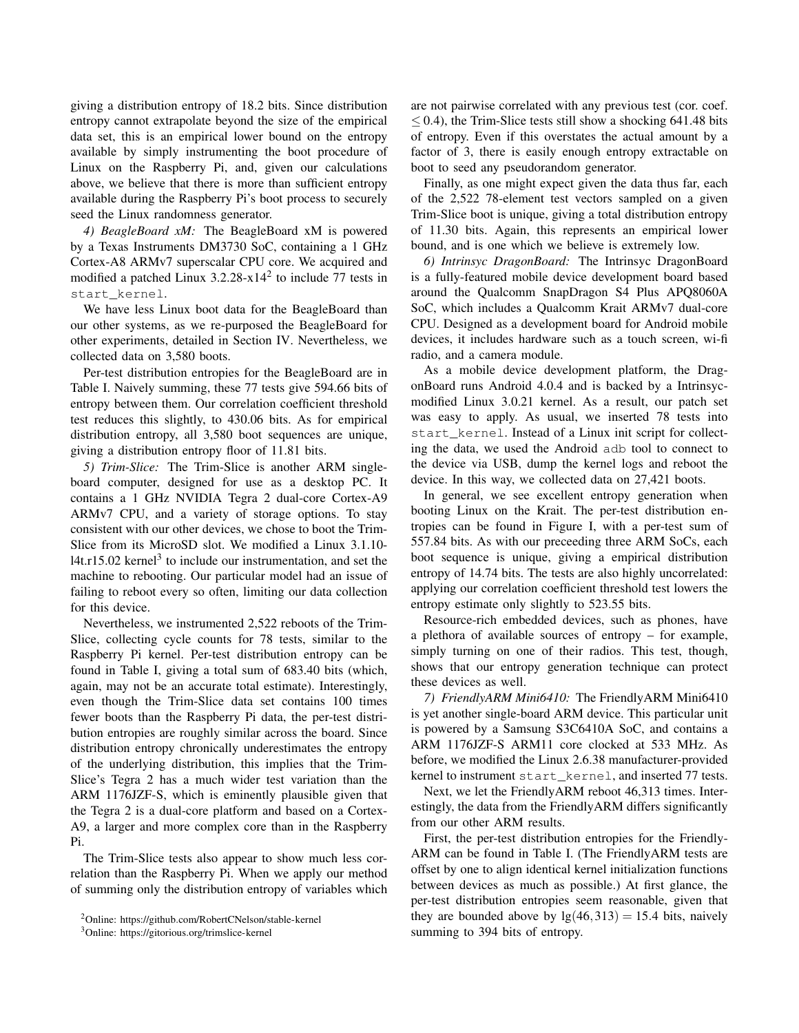giving a distribution entropy of 18.2 bits. Since distribution entropy cannot extrapolate beyond the size of the empirical data set, this is an empirical lower bound on the entropy available by simply instrumenting the boot procedure of Linux on the Raspberry Pi, and, given our calculations above, we believe that there is more than sufficient entropy available during the Raspberry Pi's boot process to securely seed the Linux randomness generator.

*4) BeagleBoard xM:* The BeagleBoard xM is powered by a Texas Instruments DM3730 SoC, containing a 1 GHz Cortex-A8 ARMv7 superscalar CPU core. We acquired and modified a patched Linux 3.2.28-x14[2] to include 77 tests in `start_kernel`.

We have less Linux boot data for the BeagleBoard than our other systems, as we re-purposed the BeagleBoard for other experiments, detailed in Section IV. Nevertheless, we collected data on 3,580 boots.

Per-test distribution entropies for the BeagleBoard are in Table I. Naively summing, these 77 tests give 594.66 bits of entropy between them. Our correlation coefficient threshold test reduces this slightly, to 430.06 bits. As for empirical distribution entropy, all 3,580 boot sequences are unique, giving a distribution entropy floor of 11.81 bits.

*5) Trim-Slice:* The Trim-Slice is another ARM single-board computer, designed for use as a desktop PC. It contains a 1 GHz NVIDIA Tegra 2 dual-core Cortex-A9 ARMv7 CPU, and a variety of storage options. To stay consistent with our other devices, we chose to boot the Trim-Slice from its MicroSD slot. We modified a Linux 3.1.10-l4t.r15.02 kernel[3] to include our instrumentation, and set the machine to rebooting. Our particular model had an issue of failing to reboot every so often, limiting our data collection for this device.

Nevertheless, we instrumented 2,522 reboots of the Trim-Slice, collecting cycle counts for 78 tests, similar to the Raspberry Pi kernel. Per-test distribution entropy can be found in Table I, giving a total sum of 683.40 bits (which, again, may not be an accurate total estimate). Interestingly, even though the Trim-Slice data set contains 100 times fewer boots than the Raspberry Pi data, the per-test distribution entropies are roughly similar across the board. Since distribution entropy chronically underestimates the entropy of the underlying distribution, this implies that the Trim-Slice's Tegra 2 has a much wider test variation than the ARM 1176JZF-S, which is eminently plausible given that the Tegra 2 is a dual-core platform and based on a Cortex-A9, a larger and more complex core than in the Raspberry Pi.

The Trim-Slice tests also appear to show much less correlation than the Raspberry Pi. When we apply our method of summing only the distribution entropy of variables which are not pairwise correlated with any previous test (cor. coef. $\leq 0.4$), the Trim-Slice tests still show a shocking 641.48 bits of entropy. Even if this overstates the actual amount by a factor of 3, there is easily enough entropy extractable on boot to seed any pseudorandom generator.

Finally, as one might expect given the data thus far, each of the 2,522 78-element test vectors sampled on a given Trim-Slice boot is unique, giving a total distribution entropy of 11.30 bits. Again, this represents an empirical lower bound, and is one which we believe is extremely low.

*6) Intrinsyc DragonBoard:* The Intrinsyc DragonBoard is a fully-featured mobile device development board based around the Qualcomm SnapDragon S4 Plus APQ8060A SoC, which includes a Qualcomm Krait ARMv7 dual-core CPU. Designed as a development board for Android mobile devices, it includes hardware such as a touch screen, wi-fi radio, and a camera module.

As a mobile device development platform, the DragonBoard runs Android 4.0.4 and is backed by a Intrinsyc-modified Linux 3.0.21 kernel. As a result, our patch set was easy to apply. As usual, we inserted 78 tests into `start_kernel`. Instead of a Linux init script for collecting the data, we used the Android `adb` tool to connect to the device via USB, dump the kernel logs and reboot the device. In this way, we collected data on 27,421 boots.

In general, we see excellent entropy generation when booting Linux on the Krait. The per-test distribution entropies can be found in Figure I, with a per-test sum of 557.84 bits. As with our preceeding three ARM SoCs, each boot sequence is unique, giving a empirical distribution entropy of 14.74 bits. The tests are also highly uncorrelated: applying our correlation coefficient threshold test lowers the entropy estimate only slightly to 523.55 bits.

Resource-rich embedded devices, such as phones, have a plethora of available sources of entropy – for example, simply turning on one of their radios. This test, though, shows that our entropy generation technique can protect these devices as well.

*7) FriendlyARM Mini6410:* The FriendlyARM Mini6410 is yet another single-board ARM device. This particular unit is powered by a Samsung S3C6410A SoC, and contains a ARM 1176JZF-S ARM11 core clocked at 533 MHz. As before, we modified the Linux 2.6.38 manufacturer-provided kernel to instrument `start_kernel`, and inserted 77 tests.

Next, we let the FriendlyARM reboot 46,313 times. Interestingly, the data from the FriendlyARM differs significantly from our other ARM results.

First, the per-test distribution entropies for the FriendlyARM can be found in Table I. (The FriendlyARM tests are offset by one to align identical kernel initialization functions between devices as much as possible.) At first glance, the per-test distribution entropies seem reasonable, given that they are bounded above by $\lg(46,313) = 15.4$ bits, naively summing to 394 bits of entropy.

[2] Online: https://github.com/RobertCNelson/stable-kernel

[3] Online: https://gitorious.org/trimslice-kernel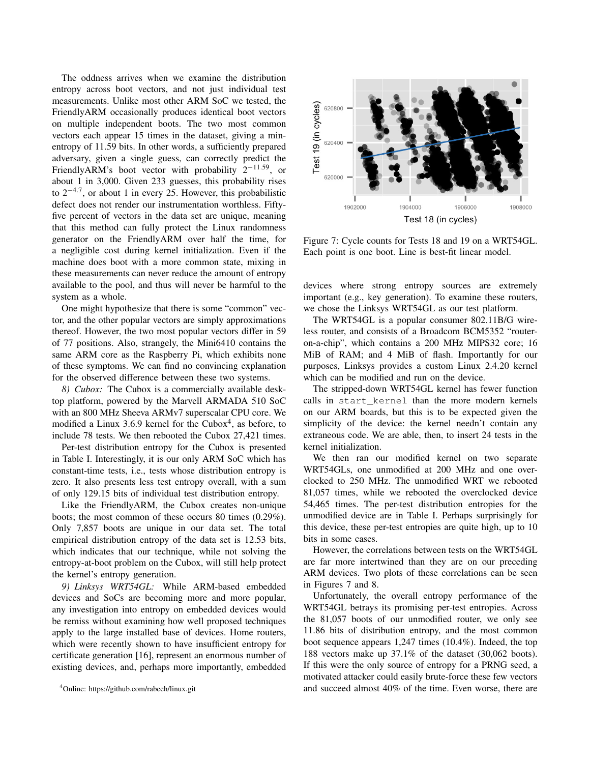The oddness arrives when we examine the distribution entropy across boot vectors, and not just individual test measurements. Unlike most other ARM SoC we tested, the FriendlyARM occasionally produces identical boot vectors on multiple independent boots. The two most common vectors each appear 15 times in the dataset, giving a min-entropy of 11.59 bits. In other words, a sufficiently prepared adversary, given a single guess, can correctly predict the FriendlyARM's boot vector with probability $2^{-11.59}$, or about 1 in 3,000. Given 233 guesses, this probability rises to $2^{-4.7}$, or about 1 in every 25. However, this probabilistic defect does not render our instrumentation worthless. Fifty-five percent of vectors in the data set are unique, meaning that this method can fully protect the Linux randomness generator on the FriendlyARM over half the time, for a negligible cost during kernel initialization. Even if the machine does boot with a more common state, mixing in these measurements can never reduce the amount of entropy available to the pool, and thus will never be harmful to the system as a whole.

One might hypothesize that there is some "common" vector, and the other popular vectors are simply approximations thereof. However, the two most popular vectors differ in 59 of 77 positions. Also, strangely, the Mini6410 contains the same ARM core as the Raspberry Pi, which exhibits none of these symptoms. We can find no convincing explanation for the observed difference between these two systems.

*8) Cubox:* The Cubox is a commercially available desktop platform, powered by the Marvell ARMADA 510 SoC with an 800 MHz Sheeva ARMv7 superscalar CPU core. We modified a Linux 3.6.9 kernel for the Cubox[4], as before, to include 78 tests. We then rebooted the Cubox 27,421 times.

Per-test distribution entropy for the Cubox is presented in Table I. Interestingly, it is our only ARM SoC which has constant-time tests, i.e., tests whose distribution entropy is zero. It also presents less test entropy overall, with a sum of only 129.15 bits of individual test distribution entropy.

Like the FriendlyARM, the Cubox creates non-unique boots; the most common of these occurs 80 times (0.29%). Only 7,857 boots are unique in our data set. The total empirical distribution entropy of the data set is 12.53 bits, which indicates that our technique, while not solving the entropy-at-boot problem on the Cubox, will still help protect the kernel's entropy generation.

*9) Linksys WRT54GL:* While ARM-based embedded devices and SoCs are becoming more and more popular, any investigation into entropy on embedded devices would be remiss without examining how well proposed techniques apply to the large installed base of devices. Home routers, which were recently shown to have insufficient entropy for certificate generation [16], represent an enormous number of existing devices, and, perhaps more importantly, embedded devices where strong entropy sources are extremely important (e.g., key generation). To examine these routers, we chose the Linksys WRT54GL as our test platform.

[4]Online: https://github.com/rabeeh/linux.git

Figure 7: Cycle counts for Tests 18 and 19 on a WRT54GL. Each point is one boot. Line is best-fit linear model.

The WRT54GL is a popular consumer 802.11B/G wireless router, and consists of a Broadcom BCM5352 "router-on-a-chip", which contains a 200 MHz MIPS32 core; 16 MiB of RAM; and 4 MiB of flash. Importantly for our purposes, Linksys provides a custom Linux 2.4.20 kernel which can be modified and run on the device.

The stripped-down WRT54GL kernel has fewer function calls in `start_kernel` than the more modern kernels on our ARM boards, but this is to be expected given the simplicity of the device: the kernel needn't contain any extraneous code. We are able, then, to insert 24 tests in the kernel initialization.

We then ran our modified kernel on two separate WRT54GLs, one unmodified at 200 MHz and one overclocked to 250 MHz. The unmodified WRT we rebooted 81,057 times, while we rebooted the overclocked device 54,465 times. The per-test distribution entropies for the unmodified device are in Table I. Perhaps surprisingly for this device, these per-test entropies are quite high, up to 10 bits in some cases.

However, the correlations between tests on the WRT54GL are far more intertwined than they are on our preceding ARM devices. Two plots of these correlations can be seen in Figures 7 and 8.

Unfortunately, the overall entropy performance of the WRT54GL betrays its promising per-test entropies. Across the 81,057 boots of our unmodified router, we only see 11.86 bits of distribution entropy, and the most common boot sequence appears 1,247 times (10.4%). Indeed, the top 188 vectors make up 37.1% of the dataset (30,062 boots). If this were the only source of entropy for a PRNG seed, a motivated attacker could easily brute-force these few vectors and succeed almost 40% of the time. Even worse, there are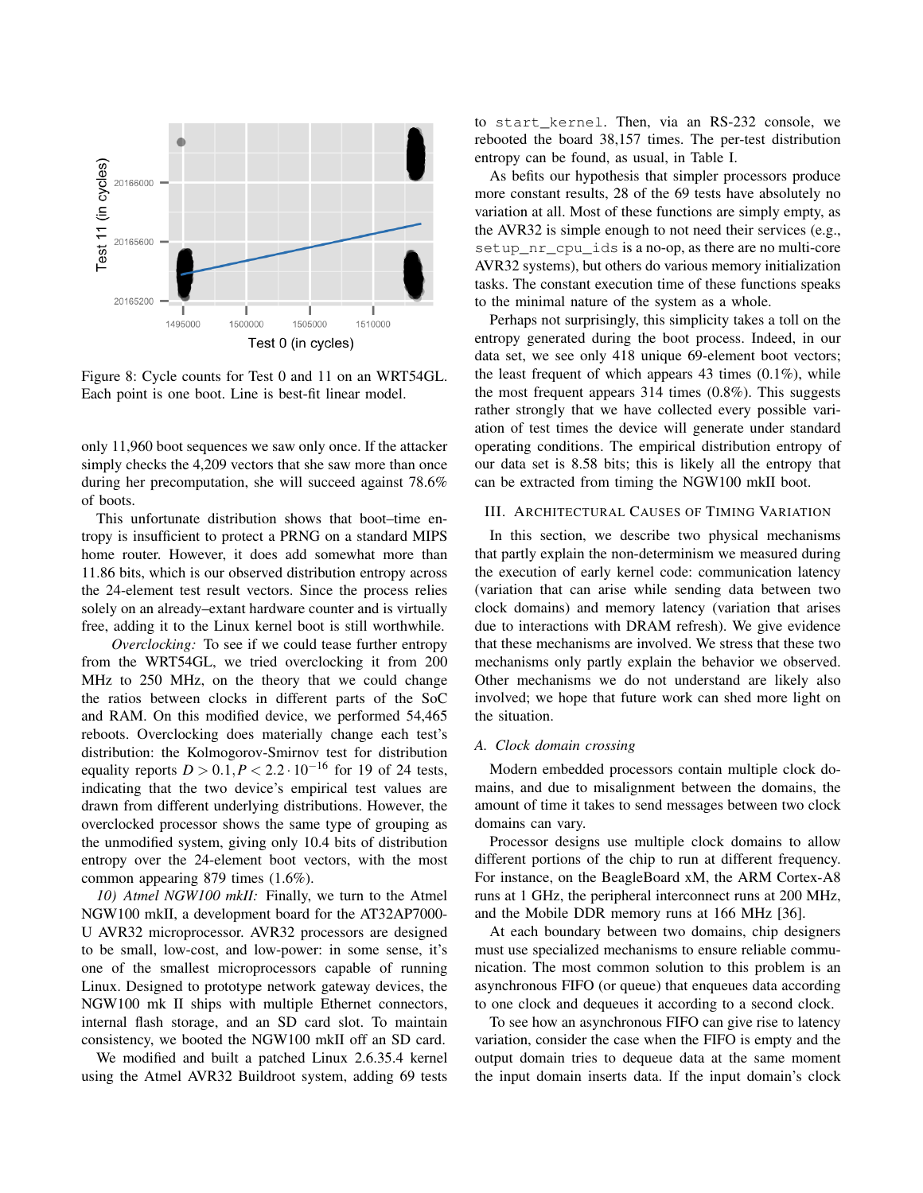Figure 8: Cycle counts for Test 0 and 11 on an WRT54GL. Each point is one boot. Line is best-fit linear model.

only 11,960 boot sequences we saw only once. If the attacker simply checks the 4,209 vectors that she saw more than once during her precomputation, she will succeed against 78.6% of boots.

This unfortunate distribution shows that boot–time entropy is insufficient to protect a PRNG on a standard MIPS home router. However, it does add somewhat more than 11.86 bits, which is our observed distribution entropy across the 24-element test result vectors. Since the process relies solely on an already–extant hardware counter and is virtually free, adding it to the Linux kernel boot is still worthwhile.

*Overclocking:* To see if we could tease further entropy from the WRT54GL, we tried overclocking it from 200 MHz to 250 MHz, on the theory that we could change the ratios between clocks in different parts of the SoC and RAM. On this modified device, we performed 54,465 reboots. Overclocking does materially change each test's distribution: the Kolmogorov-Smirnov test for distribution equality reports $D > 0.1, P < 2.2 \cdot 10^{-16}$ for 19 of 24 tests, indicating that the two device's empirical test values are drawn from different underlying distributions. However, the overclocked processor shows the same type of grouping as the unmodified system, giving only 10.4 bits of distribution entropy over the 24-element boot vectors, with the most common appearing 879 times (1.6%).

*10) Atmel NGW100 mkII:* Finally, we turn to the Atmel NGW100 mkII, a development board for the AT32AP7000-U AVR32 microprocessor. AVR32 processors are designed to be small, low-cost, and low-power: in some sense, it's one of the smallest microprocessors capable of running Linux. Designed to prototype network gateway devices, the NGW100 mk II ships with multiple Ethernet connectors, internal flash storage, and an SD card slot. To maintain consistency, we booted the NGW100 mkII off an SD card.

We modified and built a patched Linux 2.6.35.4 kernel using the Atmel AVR32 Buildroot system, adding 69 tests to `start_kernel`. Then, via an RS-232 console, we rebooted the board 38,157 times. The per-test distribution entropy can be found, as usual, in Table I.

As befits our hypothesis that simpler processors produce more constant results, 28 of the 69 tests have absolutely no variation at all. Most of these functions are simply empty, as the AVR32 is simple enough to not need their services (e.g., `setup_nr_cpu_ids` is a no-op, as there are no multi-core AVR32 systems), but others do various memory initialization tasks. The constant execution time of these functions speaks to the minimal nature of the system as a whole.

Perhaps not surprisingly, this simplicity takes a toll on the entropy generated during the boot process. Indeed, in our data set, we see only 418 unique 69-element boot vectors; the least frequent of which appears 43 times (0.1%), while the most frequent appears 314 times (0.8%). This suggests rather strongly that we have collected every possible variation of test times the device will generate under standard operating conditions. The empirical distribution entropy of our data set is 8.58 bits; this is likely all the entropy that can be extracted from timing the NGW100 mkII boot.

## III. Architectural Causes of Timing Variation

In this section, we describe two physical mechanisms that partly explain the non-determinism we measured during the execution of early kernel code: communication latency (variation that can arise while sending data between two clock domains) and memory latency (variation that arises due to interactions with DRAM refresh). We give evidence that these mechanisms are involved. We stress that these two mechanisms only partly explain the behavior we observed. Other mechanisms we do not understand are likely also involved; we hope that future work can shed more light on the situation.

### A. Clock domain crossing

Modern embedded processors contain multiple clock domains, and due to misalignment between the domains, the amount of time it takes to send messages between two clock domains can vary.

Processor designs use multiple clock domains to allow different portions of the chip to run at different frequency. For instance, on the BeagleBoard xM, the ARM Cortex-A8 runs at 1 GHz, the peripheral interconnect runs at 200 MHz, and the Mobile DDR memory runs at 166 MHz [36].

At each boundary between two domains, chip designers must use specialized mechanisms to ensure reliable communication. The most common solution to this problem is an asynchronous FIFO (or queue) that enqueues data according to one clock and dequeues it according to a second clock.

To see how an asynchronous FIFO can give rise to latency variation, consider the case when the FIFO is empty and the output domain tries to dequeue data at the same moment the input domain inserts data. If the input domain's clock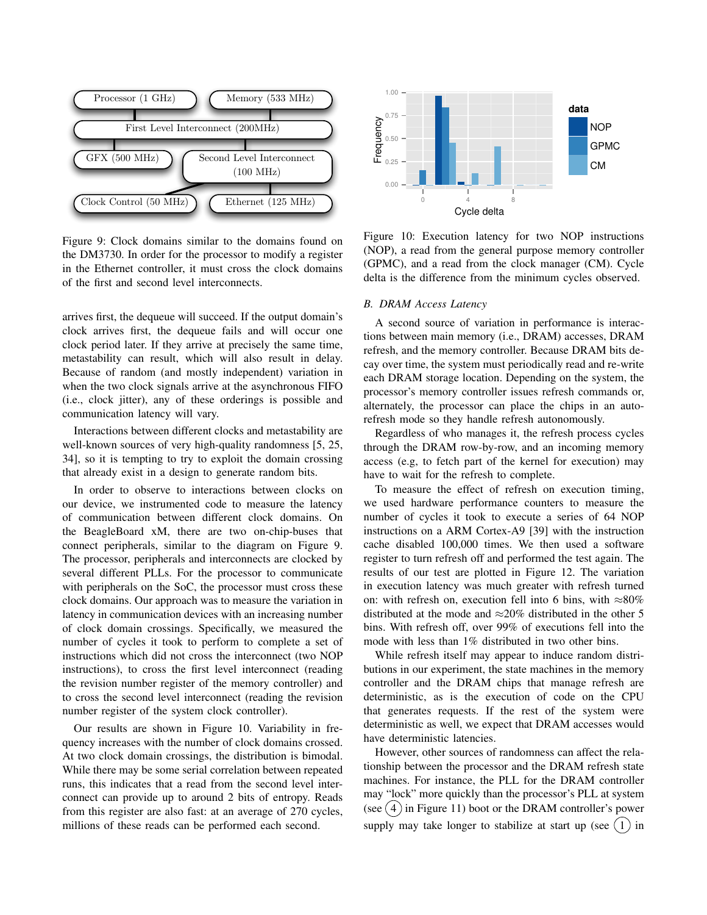Figure 9: Clock domains similar to the domains found on the DM3730. In order for the processor to modify a register in the Ethernet controller, it must cross the clock domains of the first and second level interconnects.

Figure 10: Execution latency for two NOP instructions (NOP), a read from the general purpose memory controller (GPMC), and a read from the clock manager (CM). Cycle delta is the difference from the minimum cycles observed.

arrives first, the dequeue will succeed. If the output domain's clock arrives first, the dequeue fails and will occur one clock period later. If they arrive at precisely the same time, metastability can result, which will also result in delay. Because of random (and mostly independent) variation in when the two clock signals arrive at the asynchronous FIFO (i.e., clock jitter), any of these orderings is possible and communication latency will vary.

Interactions between different clocks and metastability are well-known sources of very high-quality randomness [5, 25, 34], so it is tempting to try to exploit the domain crossing that already exist in a design to generate random bits.

In order to observe to interactions between clocks on our device, we instrumented code to measure the latency of communication between different clock domains. On the BeagleBoard xM, there are two on-chip-buses that connect peripherals, similar to the diagram on Figure 9. The processor, peripherals and interconnects are clocked by several different PLLs. For the processor to communicate with peripherals on the SoC, the processor must cross these clock domains. Our approach was to measure the variation in latency in communication devices with an increasing number of clock domain crossings. Specifically, we measured the number of cycles it took to perform to complete a set of instructions which did not cross the interconnect (two NOP instructions), to cross the first level interconnect (reading the revision number register of the memory controller) and to cross the second level interconnect (reading the revision number register of the system clock controller).

Our results are shown in Figure 10. Variability in frequency increases with the number of clock domains crossed. At two clock domain crossings, the distribution is bimodal. While there may be some serial correlation between repeated runs, this indicates that a read from the second level interconnect can provide up to around 2 bits of entropy. Reads from this register are also fast: at an average of 270 cycles, millions of these reads can be performed each second.

### B. DRAM Access Latency

A second source of variation in performance is interactions between main memory (i.e., DRAM) accesses, DRAM refresh, and the memory controller. Because DRAM bits decay over time, the system must periodically read and re-write each DRAM storage location. Depending on the system, the processor's memory controller issues refresh commands or, alternately, the processor can place the chips in an auto-refresh mode so they handle refresh autonomously.

Regardless of who manages it, the refresh process cycles through the DRAM row-by-row, and an incoming memory access (e.g, to fetch part of the kernel for execution) may have to wait for the refresh to complete.

To measure the effect of refresh on execution timing, we used hardware performance counters to measure the number of cycles it took to execute a series of 64 NOP instructions on a ARM Cortex-A9 [39] with the instruction cache disabled 100,000 times. We then used a software register to turn refresh off and performed the test again. The results of our test are plotted in Figure 12. The variation in execution latency was much greater with refresh turned on: with refresh on, execution fell into 6 bins, with $\approx$80% distributed at the mode and $\approx$20% distributed in the other 5 bins. With refresh off, over 99% of executions fell into the mode with less than 1% distributed in two other bins.

While refresh itself may appear to induce random distributions in our experiment, the state machines in the memory controller and the DRAM chips that manage refresh are deterministic, as is the execution of code on the CPU that generates requests. If the rest of the system were deterministic as well, we expect that DRAM accesses would have deterministic latencies.

However, other sources of randomness can affect the relationship between the processor and the DRAM refresh state machines. For instance, the PLL for the DRAM controller may "lock" more quickly than the processor's PLL at system (see (4) in Figure 11) boot or the DRAM controller's power supply may take longer to stabilize at start up (see (1) in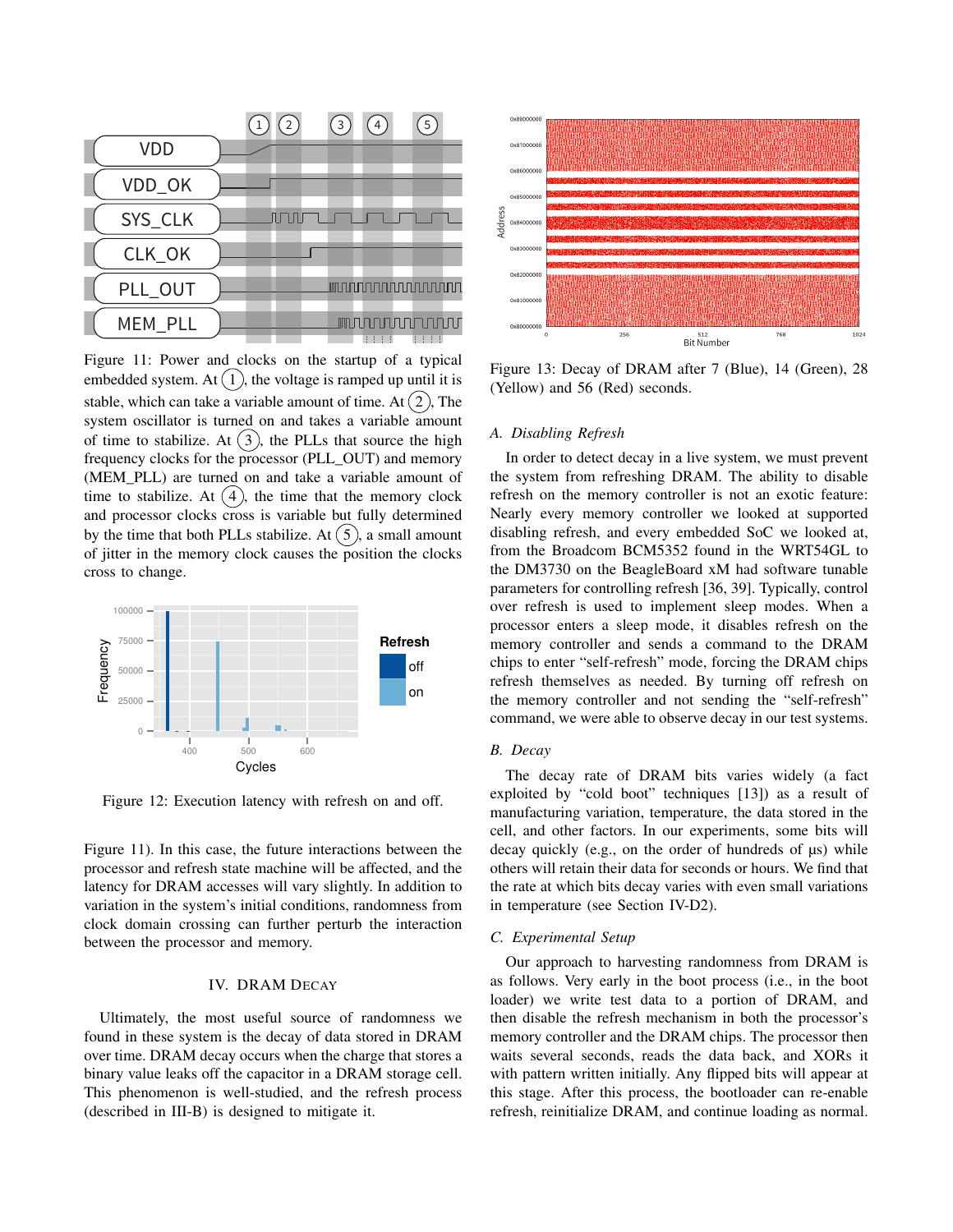Figure 11: Power and clocks on the startup of a typical embedded system. At (1), the voltage is ramped up until it is stable, which can take a variable amount of time. At (2), The system oscillator is turned on and takes a variable amount of time to stabilize. At (3), the PLLs that source the high frequency clocks for the processor (PLL_OUT) and memory (MEM_PLL) are turned on and take a variable amount of time to stabilize. At (4), the time that the memory clock and processor clocks cross is variable but fully determined by the time that both PLLs stabilize. At (5), a small amount of jitter in the memory clock causes the position the clocks cross to change.

Figure 12: Execution latency with refresh on and off.

Figure 11). In this case, the future interactions between the processor and refresh state machine will be affected, and the latency for DRAM accesses will vary slightly. In addition to variation in the system's initial conditions, randomness from clock domain crossing can further perturb the interaction between the processor and memory.

## IV. DRAM Decay

Ultimately, the most useful source of randomness we found in these system is the decay of data stored in DRAM over time. DRAM decay occurs when the charge that stores a binary value leaks off the capacitor in a DRAM storage cell. This phenomenon is well-studied, and the refresh process (described in III-B) is designed to mitigate it.

Figure 13: Decay of DRAM after 7 (Blue), 14 (Green), 28 (Yellow) and 56 (Red) seconds.

### A. Disabling Refresh

In order to detect decay in a live system, we must prevent the system from refreshing DRAM. The ability to disable refresh on the memory controller is not an exotic feature: Nearly every memory controller we looked at supported disabling refresh, and every embedded SoC we looked at, from the Broadcom BCM5352 found in the WRT54GL to the DM3730 on the BeagleBoard xM had software tunable parameters for controlling refresh [36, 39]. Typically, control over refresh is used to implement sleep modes. When a processor enters a sleep mode, it disables refresh on the memory controller and sends a command to the DRAM chips to enter "self-refresh" mode, forcing the DRAM chips refresh themselves as needed. By turning off refresh on the memory controller and not sending the "self-refresh" command, we were able to observe decay in our test systems.

### B. Decay

The decay rate of DRAM bits varies widely (a fact exploited by "cold boot" techniques [13]) as a result of manufacturing variation, temperature, the data stored in the cell, and other factors. In our experiments, some bits will decay quickly (e.g., on the order of hundreds of µs) while others will retain their data for seconds or hours. We find that the rate at which bits decay varies with even small variations in temperature (see Section IV-D2).

### C. Experimental Setup

Our approach to harvesting randomness from DRAM is as follows. Very early in the boot process (i.e., in the boot loader) we write test data to a portion of DRAM, and then disable the refresh mechanism in both the processor's memory controller and the DRAM chips. The processor then waits several seconds, reads the data back, and XORs it with pattern written initially. Any flipped bits will appear at this stage. After this process, the bootloader can re-enable refresh, reinitialize DRAM, and continue loading as normal.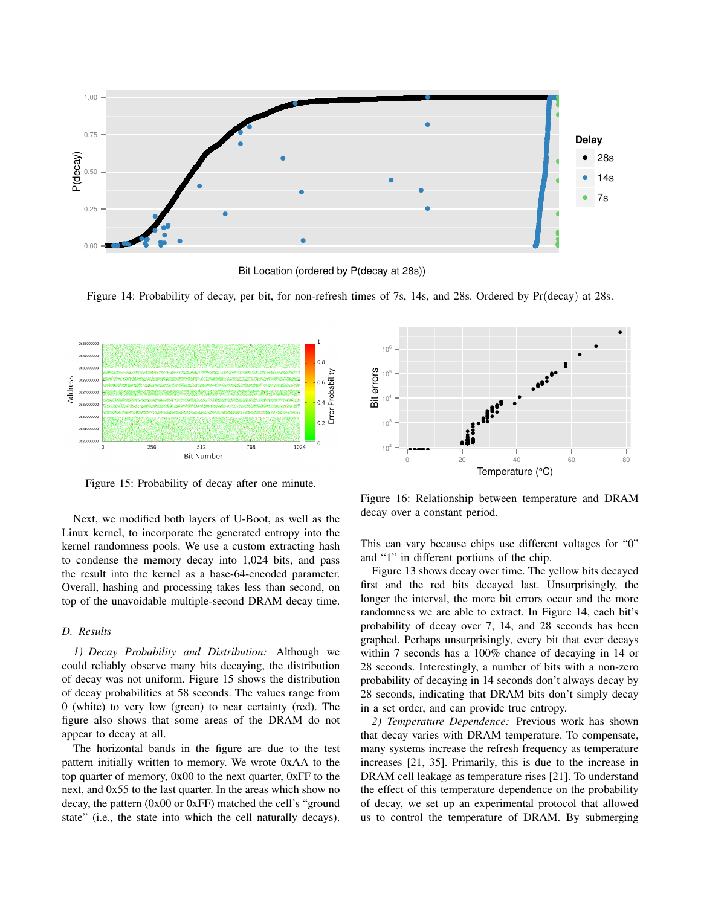Figure 14: Probability of decay, per bit, for non-refresh times of 7s, 14s, and 28s. Ordered by Pr(decay) at 28s.

Figure 15: Probability of decay after one minute.

Figure 16: Relationship between temperature and DRAM decay over a constant period.

Next, we modified both layers of U-Boot, as well as the Linux kernel, to incorporate the generated entropy into the kernel randomness pools. We use a custom extracting hash to condense the memory decay into 1,024 bits, and pass the result into the kernel as a base-64-encoded parameter. Overall, hashing and processing takes less than second, on top of the unavoidable multiple-second DRAM decay time.

### D. Results

*1) Decay Probability and Distribution:* Although we could reliably observe many bits decaying, the distribution of decay was not uniform. Figure 15 shows the distribution of decay probabilities at 58 seconds. The values range from 0 (white) to very low (green) to near certainty (red). The figure also shows that some areas of the DRAM do not appear to decay at all.

The horizontal bands in the figure are due to the test pattern initially written to memory. We wrote 0xAA to the top quarter of memory, 0x00 to the next quarter, 0xFF to the next, and 0x55 to the last quarter. In the areas which show no decay, the pattern (0x00 or 0xFF) matched the cell's "ground state" (i.e., the state into which the cell naturally decays). This can vary because chips use different voltages for "0" and "1" in different portions of the chip.

Figure 13 shows decay over time. The yellow bits decayed first and the red bits decayed last. Unsurprisingly, the longer the interval, the more bit errors occur and the more randomness we are able to extract. In Figure 14, each bit's probability of decay over 7, 14, and 28 seconds has been graphed. Perhaps unsurprisingly, every bit that ever decays within 7 seconds has a 100% chance of decaying in 14 or 28 seconds. Interestingly, a number of bits with a non-zero probability of decaying in 14 seconds don't always decay by 28 seconds, indicating that DRAM bits don't simply decay in a set order, and can provide true entropy.

*2) Temperature Dependence:* Previous work has shown that decay varies with DRAM temperature. To compensate, many systems increase the refresh frequency as temperature increases [21, 35]. Primarily, this is due to the increase in DRAM cell leakage as temperature rises [21]. To understand the effect of this temperature dependence on the probability of decay, we set up an experimental protocol that allowed us to control the temperature of DRAM. By submerging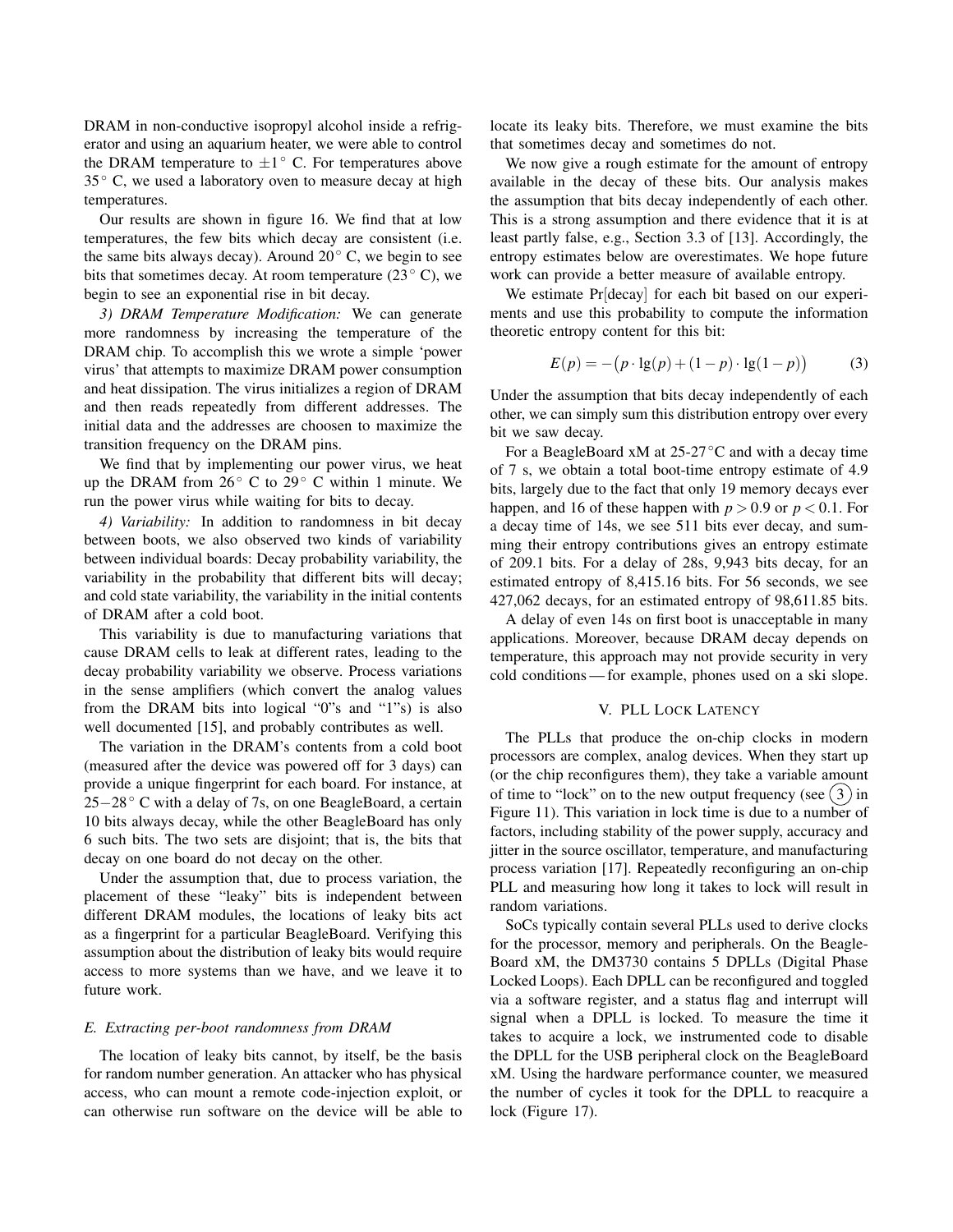DRAM in non-conductive isopropyl alcohol inside a refrigerator and using an aquarium heater, we were able to control the DRAM temperature to $\pm 1^\circ$ C. For temperatures above $35^\circ$ C, we used a laboratory oven to measure decay at high temperatures.

Our results are shown in figure 16. We find that at low temperatures, the few bits which decay are consistent (i.e. the same bits always decay). Around $20^\circ$ C, we begin to see bits that sometimes decay. At room temperature ($23^\circ$ C), we begin to see an exponential rise in bit decay.

*3) DRAM Temperature Modification:* We can generate more randomness by increasing the temperature of the DRAM chip. To accomplish this we wrote a simple 'power virus' that attempts to maximize DRAM power consumption and heat dissipation. The virus initializes a region of DRAM and then reads repeatedly from different addresses. The initial data and the addresses are choosen to maximize the transition frequency on the DRAM pins.

We find that by implementing our power virus, we heat up the DRAM from $26^\circ$ C to $29^\circ$ C within 1 minute. We run the power virus while waiting for bits to decay.

*4) Variability:* In addition to randomness in bit decay between boots, we also observed two kinds of variability between individual boards: Decay probability variability, the variability in the probability that different bits will decay; and cold state variability, the variability in the initial contents of DRAM after a cold boot.

This variability is due to manufacturing variations that cause DRAM cells to leak at different rates, leading to the decay probability variability we observe. Process variations in the sense amplifiers (which convert the analog values from the DRAM bits into logical "0"s and "1"s) is also well documented [15], and probably contributes as well.

The variation in the DRAM's contents from a cold boot (measured after the device was powered off for 3 days) can provide a unique fingerprint for each board. For instance, at $25-28^\circ$ C with a delay of 7s, on one BeagleBoard, a certain 10 bits always decay, while the other BeagleBoard has only 6 such bits. The two sets are disjoint; that is, the bits that decay on one board do not decay on the other.

Under the assumption that, due to process variation, the placement of these "leaky" bits is independent between different DRAM modules, the locations of leaky bits act as a fingerprint for a particular BeagleBoard. Verifying this assumption about the distribution of leaky bits would require access to more systems than we have, and we leave it to future work.

### E. Extracting per-boot randomness from DRAM

The location of leaky bits cannot, by itself, be the basis for random number generation. An attacker who has physical access, who can mount a remote code-injection exploit, or can otherwise run software on the device will be able to locate its leaky bits. Therefore, we must examine the bits that sometimes decay and sometimes do not.

We now give a rough estimate for the amount of entropy available in the decay of these bits. Our analysis makes the assumption that bits decay independently of each other. This is a strong assumption and there evidence that it is at least partly false, e.g., Section 3.3 of [13]. Accordingly, the entropy estimates below are overestimates. We hope future work can provide a better measure of available entropy.

We estimate Pr[decay] for each bit based on our experiments and use this probability to compute the information theoretic entropy content for this bit:

$$E(p) = -\big(p \cdot \lg(p) + (1-p) \cdot \lg(1-p)\big) \tag{3}$$

Under the assumption that bits decay independently of each other, we can simply sum this distribution entropy over every bit we saw decay.

For a BeagleBoard xM at 25-27°C and with a decay time of 7 s, we obtain a total boot-time entropy estimate of 4.9 bits, largely due to the fact that only 19 memory decays ever happen, and 16 of these happen with $p > 0.9$ or $p < 0.1$. For a decay time of 14s, we see 511 bits ever decay, and summing their entropy contributions gives an entropy estimate of 209.1 bits. For a delay of 28s, 9,943 bits decay, for an estimated entropy of 8,415.16 bits. For 56 seconds, we see 427,062 decays, for an estimated entropy of 98,611.85 bits.

A delay of even 14s on first boot is unacceptable in many applications. Moreover, because DRAM decay depends on temperature, this approach may not provide security in very cold conditions — for example, phones used on a ski slope.

## V. PLL Lock Latency

The PLLs that produce the on-chip clocks in modern processors are complex, analog devices. When they start up (or the chip reconfigures them), they take a variable amount of time to "lock" on to the new output frequency (see (3) in Figure 11). This variation in lock time is due to a number of factors, including stability of the power supply, accuracy and jitter in the source oscillator, temperature, and manufacturing process variation [17]. Repeatedly reconfiguring an on-chip PLL and measuring how long it takes to lock will result in random variations.

SoCs typically contain several PLLs used to derive clocks for the processor, memory and peripherals. On the BeagleBoard xM, the DM3730 contains 5 DPLLs (Digital Phase Locked Loops). Each DPLL can be reconfigured and toggled via a software register, and a status flag and interrupt will signal when a DPLL is locked. To measure the time it takes to acquire a lock, we instrumented code to disable the DPLL for the USB peripheral clock on the BeagleBoard xM. Using the hardware performance counter, we measured the number of cycles it took for the DPLL to reacquire a lock (Figure 17).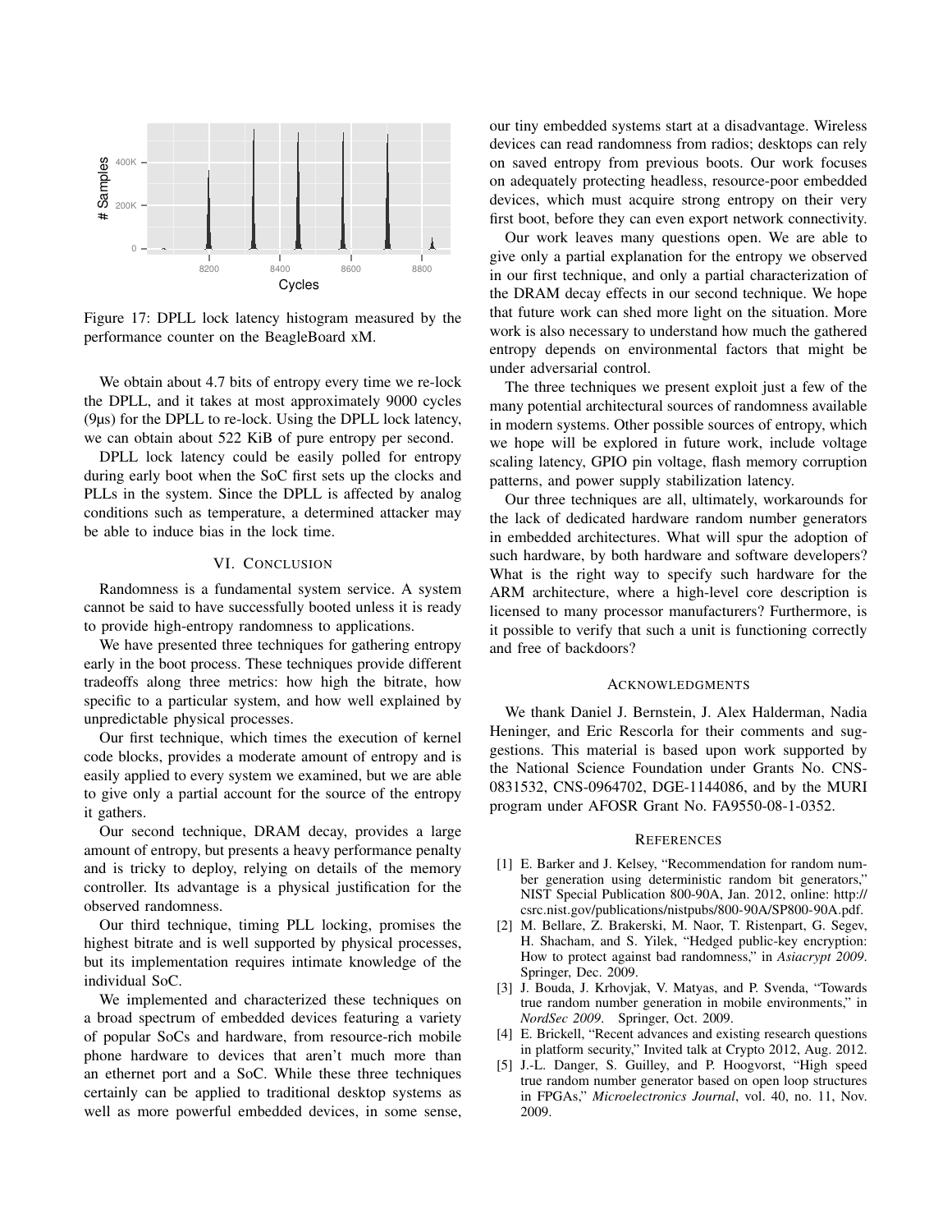# Samples

400K

200K

0

8200

8400

8600

8800

Cycles

Figure 17: DPLL lock latency histogram measured by the performance counter on the BeagleBoard xM.

We obtain about 4.7 bits of entropy every time we re-lock the DPLL, and it takes at most approximately 9000 cycles (9µs) for the DPLL to re-lock. Using the DPLL lock latency, we can obtain about 522 KiB of pure entropy per second.

DPLL lock latency could be easily polled for entropy during early boot when the SoC first sets up the clocks and PLLs in the system. Since the DPLL is affected by analog conditions such as temperature, a determined attacker may be able to induce bias in the lock time.

## VI. Conclusion

Randomness is a fundamental system service. A system cannot be said to have successfully booted unless it is ready to provide high-entropy randomness to applications.

We have presented three techniques for gathering entropy early in the boot process. These techniques provide different tradeoffs along three metrics: how high the bitrate, how specific to a particular system, and how well explained by unpredictable physical processes.

Our first technique, which times the execution of kernel code blocks, provides a moderate amount of entropy and is easily applied to every system we examined, but we are able to give only a partial account for the source of the entropy it gathers.

Our second technique, DRAM decay, provides a large amount of entropy, but presents a heavy performance penalty and is tricky to deploy, relying on details of the memory controller. Its advantage is a physical justification for the observed randomness.

Our third technique, timing PLL locking, promises the highest bitrate and is well supported by physical processes, but its implementation requires intimate knowledge of the individual SoC.

We implemented and characterized these techniques on a broad spectrum of embedded devices featuring a variety of popular SoCs and hardware, from resource-rich mobile phone hardware to devices that aren't much more than an ethernet port and a SoC. While these three techniques certainly can be applied to traditional desktop systems as well as more powerful embedded devices, in some sense, our tiny embedded systems start at a disadvantage. Wireless devices can read randomness from radios; desktops can rely on saved entropy from previous boots. Our work focuses on adequately protecting headless, resource-poor embedded devices, which must acquire strong entropy on their very first boot, before they can even export network connectivity.

Our work leaves many questions open. We are able to give only a partial explanation for the entropy we observed in our first technique, and only a partial characterization of the DRAM decay effects in our second technique. We hope that future work can shed more light on the situation. More work is also necessary to understand how much the gathered entropy depends on environmental factors that might be under adversarial control.

The three techniques we present exploit just a few of the many potential architectural sources of randomness available in modern systems. Other possible sources of entropy, which we hope will be explored in future work, include voltage scaling latency, GPIO pin voltage, flash memory corruption patterns, and power supply stabilization latency.

Our three techniques are all, ultimately, workarounds for the lack of dedicated hardware random number generators in embedded architectures. What will spur the adoption of such hardware, by both hardware and software developers? What is the right way to specify such hardware for the ARM architecture, where a high-level core description is licensed to many processor manufacturers? Furthermore, is it possible to verify that such a unit is functioning correctly and free of backdoors?

## Acknowledgments

We thank Daniel J. Bernstein, J. Alex Halderman, Nadia Heninger, and Eric Rescorla for their comments and suggestions. This material is based upon work supported by the National Science Foundation under Grants No. CNS-0831532, CNS-0964702, DGE-1144086, and by the MURI program under AFOSR Grant No. FA9550-08-1-0352.

## References

[1] E. Barker and J. Kelsey, "Recommendation for random number generation using deterministic random bit generators," NIST Special Publication 800-90A, Jan. 2012, online: http://csrc.nist.gov/publications/nistpubs/800-90A/SP800-90A.pdf.

[2] M. Bellare, Z. Brakerski, M. Naor, T. Ristenpart, G. Segev, H. Shacham, and S. Yilek, "Hedged public-key encryption: How to protect against bad randomness," in *Asiacrypt 2009*. Springer, Dec. 2009.

[3] J. Bouda, J. Krhovjak, V. Matyas, and P. Svenda, "Towards true random number generation in mobile environments," in *NordSec 2009*. Springer, Oct. 2009.

[4] E. Brickell, "Recent advances and existing research questions in platform security," Invited talk at Crypto 2012, Aug. 2012.

[5] J.-L. Danger, S. Guilley, and P. Hoogvorst, "High speed true random number generator based on open loop structures in FPGAs," *Microelectronics Journal*, vol. 40, no. 11, Nov. 2009.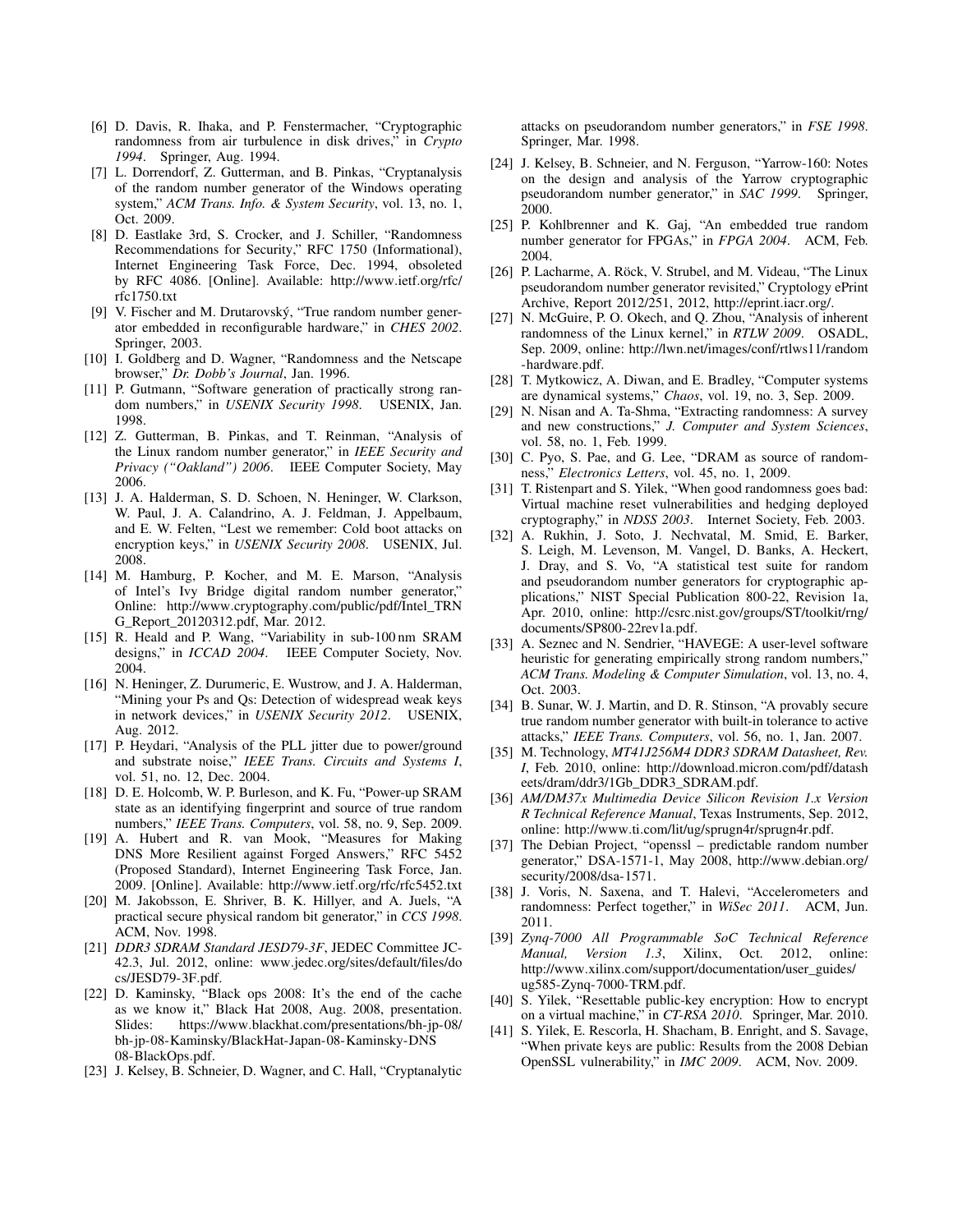[6] D. Davis, R. Ihaka, and P. Fenstermacher, "Cryptographic randomness from air turbulence in disk drives," in *Crypto 1994*. Springer, Aug. 1994.

[7] L. Dorrendorf, Z. Gutterman, and B. Pinkas, "Cryptanalysis of the random number generator of the Windows operating system," *ACM Trans. Info. & System Security*, vol. 13, no. 1, Oct. 2009.

[8] D. Eastlake 3rd, S. Crocker, and J. Schiller, "Randomness Recommendations for Security," RFC 1750 (Informational), Internet Engineering Task Force, Dec. 1994, obsoleted by RFC 4086. [Online]. Available: http://www.ietf.org/rfc/rfc1750.txt

[9] V. Fischer and M. Drutarovský, "True random number generator embedded in reconfigurable hardware," in *CHES 2002*. Springer, 2003.

[10] I. Goldberg and D. Wagner, "Randomness and the Netscape browser," *Dr. Dobb's Journal*, Jan. 1996.

[11] P. Gutmann, "Software generation of practically strong random numbers," in *USENIX Security 1998*. USENIX, Jan. 1998.

[12] Z. Gutterman, B. Pinkas, and T. Reinman, "Analysis of the Linux random number generator," in *IEEE Security and Privacy ("Oakland") 2006*. IEEE Computer Society, May 2006.

[13] J. A. Halderman, S. D. Schoen, N. Heninger, W. Clarkson, W. Paul, J. A. Calandrino, A. J. Feldman, J. Appelbaum, and E. W. Felten, "Lest we remember: Cold boot attacks on encryption keys," in *USENIX Security 2008*. USENIX, Jul. 2008.

[14] M. Hamburg, P. Kocher, and M. E. Marson, "Analysis of Intel's Ivy Bridge digital random number generator," Online: http://www.cryptography.com/public/pdf/Intel_TRNG_Report_20120312.pdf, Mar. 2012.

[15] R. Heald and P. Wang, "Variability in sub-100 nm SRAM designs," in *ICCAD 2004*. IEEE Computer Society, Nov. 2004.

[16] N. Heninger, Z. Durumeric, E. Wustrow, and J. A. Halderman, "Mining your Ps and Qs: Detection of widespread weak keys in network devices," in *USENIX Security 2012*. USENIX, Aug. 2012.

[17] P. Heydari, "Analysis of the PLL jitter due to power/ground and substrate noise," *IEEE Trans. Circuits and Systems I*, vol. 51, no. 12, Dec. 2004.

[18] D. E. Holcomb, W. P. Burleson, and K. Fu, "Power-up SRAM state as an identifying fingerprint and source of true random numbers," *IEEE Trans. Computers*, vol. 58, no. 9, Sep. 2009.

[19] A. Hubert and R. van Mook, "Measures for Making DNS More Resilient against Forged Answers," RFC 5452 (Proposed Standard), Internet Engineering Task Force, Jan. 2009. [Online]. Available: http://www.ietf.org/rfc/rfc5452.txt

[20] M. Jakobsson, E. Shriver, B. K. Hillyer, and A. Juels, "A practical secure physical random bit generator," in *CCS 1998*. ACM, Nov. 1998.

[21] *DDR3 SDRAM Standard JESD79-3F*, JEDEC Committee JC-42.3, Jul. 2012, online: www.jedec.org/sites/default/files/docs/JESD79-3F.pdf.

[22] D. Kaminsky, "Black ops 2008: It's the end of the cache as we know it," Black Hat 2008, Aug. 2008, presentation. Slides: https://www.blackhat.com/presentations/bh-jp-08/bh-jp-08-Kaminsky/BlackHat-Japan-08-Kaminsky-DNS08-BlackOps.pdf.

[23] J. Kelsey, B. Schneier, D. Wagner, and C. Hall, "Cryptanalytic attacks on pseudorandom number generators," in *FSE 1998*. Springer, Mar. 1998.

[24] J. Kelsey, B. Schneier, and N. Ferguson, "Yarrow-160: Notes on the design and analysis of the Yarrow cryptographic pseudorandom number generator," in *SAC 1999*. Springer, 2000.

[25] P. Kohlbrenner and K. Gaj, "An embedded true random number generator for FPGAs," in *FPGA 2004*. ACM, Feb. 2004.

[26] P. Lacharme, A. Röck, V. Strubel, and M. Videau, "The Linux pseudorandom number generator revisited," Cryptology ePrint Archive, Report 2012/251, 2012, http://eprint.iacr.org/.

[27] N. McGuire, P. O. Okech, and Q. Zhou, "Analysis of inherent randomness of the Linux kernel," in *RTLW 2009*. OSADL, Sep. 2009, online: http://lwn.net/images/conf/rtlws11/random-hardware.pdf.

[28] T. Mytkowicz, A. Diwan, and E. Bradley, "Computer systems are dynamical systems," *Chaos*, vol. 19, no. 3, Sep. 2009.

[29] N. Nisan and A. Ta-Shma, "Extracting randomness: A survey and new constructions," *J. Computer and System Sciences*, vol. 58, no. 1, Feb. 1999.

[30] C. Pyo, S. Pae, and G. Lee, "DRAM as source of randomness," *Electronics Letters*, vol. 45, no. 1, 2009.

[31] T. Ristenpart and S. Yilek, "When good randomness goes bad: Virtual machine reset vulnerabilities and hedging deployed cryptography," in *NDSS 2003*. Internet Society, Feb. 2003.

[32] A. Rukhin, J. Soto, J. Nechvatal, M. Smid, E. Barker, S. Leigh, M. Levenson, M. Vangel, D. Banks, A. Heckert, J. Dray, and S. Vo, "A statistical test suite for random and pseudorandom number generators for cryptographic applications," NIST Special Publication 800-22, Revision 1a, Apr. 2010, online: http://csrc.nist.gov/groups/ST/toolkit/rng/documents/SP800-22rev1a.pdf.

[33] A. Seznec and N. Sendrier, "HAVEGE: A user-level software heuristic for generating empirically strong random numbers," *ACM Trans. Modeling & Computer Simulation*, vol. 13, no. 4, Oct. 2003.

[34] B. Sunar, W. J. Martin, and D. R. Stinson, "A provably secure true random number generator with built-in tolerance to active attacks," *IEEE Trans. Computers*, vol. 56, no. 1, Jan. 2007.

[35] M. Technology, *MT41J256M4 DDR3 SDRAM Datasheet, Rev. I*, Feb. 2010, online: http://download.micron.com/pdf/datasheets/dram/ddr3/1Gb_DDR3_SDRAM.pdf.

[36] *AM/DM37x Multimedia Device Silicon Revision 1.x Version R Technical Reference Manual*, Texas Instruments, Sep. 2012, online: http://www.ti.com/lit/ug/sprugn4r/sprugn4r.pdf.

[37] The Debian Project, "openssl – predictable random number generator," DSA-1571-1, May 2008, http://www.debian.org/security/2008/dsa-1571.

[38] J. Voris, N. Saxena, and T. Halevi, "Accelerometers and randomness: Perfect together," in *WiSec 2011*. ACM, Jun. 2011.

[39] *Zynq-7000 All Programmable SoC Technical Reference Manual, Version 1.3*, Xilinx, Oct. 2012, online: http://www.xilinx.com/support/documentation/user_guides/ug585-Zynq-7000-TRM.pdf.

[40] S. Yilek, "Resettable public-key encryption: How to encrypt on a virtual machine," in *CT-RSA 2010*. Springer, Mar. 2010.

[41] S. Yilek, E. Rescorla, H. Shacham, B. Enright, and S. Savage, "When private keys are public: Results from the 2008 Debian OpenSSL vulnerability," in *IMC 2009*. ACM, Nov. 2009.